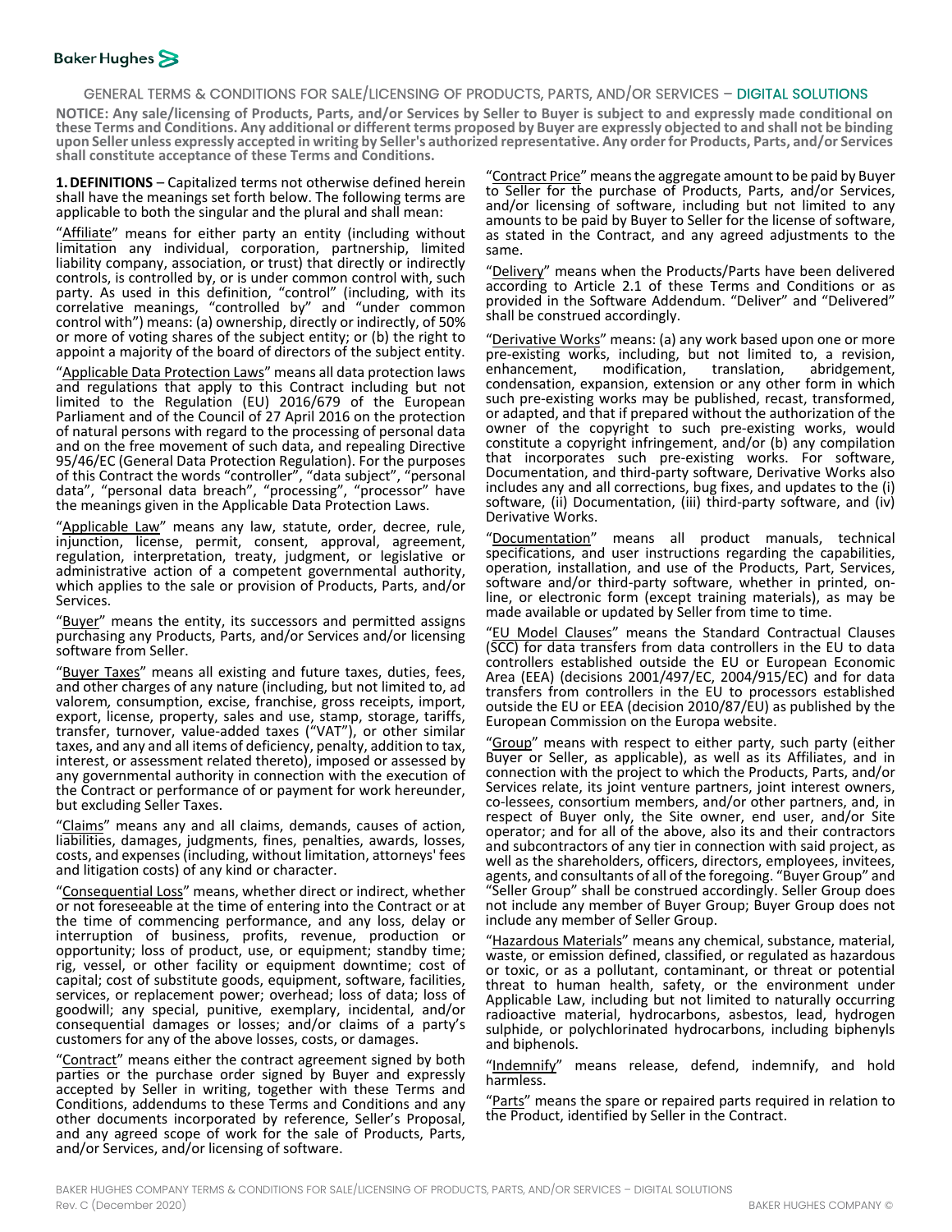# GENERAL TERMS & CONDITIONS FOR SALE/LICENSING OF PRODUCTS, PARTS, AND/OR SERVICES – DIGITAL SOLUTIONS

**NOTICE: Any sale/licensing of Products, Parts, and/or Services by Seller to Buyer is subject to and expressly made conditional on these Terms and Conditions. Any additional or different terms proposed by Buyer are expressly objected to and shall not be binding upon Seller unless expressly accepted in writing by Seller's authorized representative. Any order for Products, Parts, and/or Services shall constitute acceptance of these Terms and Conditions.**

**1. DEFINITIONS** – Capitalized terms not otherwise defined herein shall have the meanings set forth below. The following terms are applicable to both the singular and the plural and shall mean:

"Affiliate" means for either party an entity (including without limitation any individual, corporation, partnership, limited liability company, association, or trust) that directly or indirectly controls, is controlled by, or is under common control with, such party. As used in this definition, "control" (including, with its correlative meanings, "controlled by" and "under common control with") means: (a) ownership, directly or indirectly, of 50% or more of voting shares of the subject entity; or (b) the right to appoint a majority of the board of directors of the subject entity.

"Applicable Data Protection Laws" means all data protection laws and regulations that apply to this Contract including but not limited to the Regulation (EU) 2016/679 of the European Parliament and of the Council of 27 April 2016 on the protection of natural persons with regard to the processing of personal data and on the free movement of such data, and repealing Directive 95/46/EC (General Data Protection Regulation). For the purposes of this Contract the words "controller", "data subject", "personal data", "personal data breach", "processing", "processor" have the meanings given in the Applicable Data Protection Laws.

"Applicable Law" means any law, statute, order, decree, rule, injunction, license, permit, consent, approval, agreement, regulation, interpretation, treaty, judgment, or legislative or administrative action of a competent governmental authority, which applies to the sale or provision of Products, Parts, and/or Services.

"Buyer" means the entity, its successors and permitted assigns purchasing any Products, Parts, and/or Services and/or licensing software from Seller.

"Buyer Taxes" means all existing and future taxes, duties, fees, and other charges of any nature (including, but not limited to, ad valorem, consumption, excise, franchise, gross receipts, import, export, license, property, sales and use, stamp, storage, tariffs, transfer, turnover, value-added taxes ("VAT"), or other similar taxes, and any and all items of deficiency, penalty, addition to tax, interest, or assessment related thereto), imposed or assessed by any governmental authority in connection with the execution of the Contract or performance of or payment for work hereunder, but excluding Seller Taxes.

"Claims" means any and all claims, demands, causes of action, liabilities, damages, judgments, fines, penalties, awards, losses, costs, and expenses (including, without limitation, attorneys' fees and litigation costs) of any kind or character.

"Consequential Loss" means, whether direct or indirect, whether or not foreseeable at the time of entering into the Contract or at the time of commencing performance, and any loss, delay or interruption of business, profits, revenue, production or opportunity; loss of product, use, or equipment; standby time; rig, vessel, or other facility or equipment downtime; cost of capital; cost of substitute goods, equipment, software, facilities, services, or replacement power; overhead; loss of data; loss of goodwill; any special, punitive, exemplary, incidental, and/or consequential damages or losses; and/or claims of a party's customers for any of the above losses, costs, or damages.

"Contract" means either the contract agreement signed by both parties or the purchase order signed by Buyer and expressly accepted by Seller in writing, together with these Terms and Conditions, addendums to these Terms and Conditions and any other documents incorporated by reference, Seller's Proposal, and any agreed scope of work for the sale of Products, Parts, and/or Services, and/or licensing of software.

"Contract Price" means the aggregate amount to be paid by Buyer to Seller for the purchase of Products, Parts, and/or Services, and/or licensing of software, including but not limited to any amounts to be paid by Buyer to Seller for the license of software, as stated in the Contract, and any agreed adjustments to the same.

"Delivery" means when the Products/Parts have been delivered according to Article 2.1 of these Terms and Conditions or as provided in the Software Addendum. "Deliver" and "Delivered" shall be construed accordingly.

"Derivative Works" means: (a) any work based upon one or more pre-existing works, including, but not limited to, a revision, enhancement, modification, translation, abridgement, condensation, expansion, extension or any other form in which such pre-existing works may be published, recast, transformed, or adapted, and that if prepared without the authorization of the owner of the copyright to such pre-existing works, would constitute a copyright infringement, and/or (b) any compilation that incorporates such pre-existing works. For software, Documentation, and third-party software, Derivative Works also includes any and all corrections, bug fixes, and updates to the (i) software, (ii) Documentation, (iii) third-party software, and (iv) Derivative Works.

"Documentation" means all product manuals, technical specifications, and user instructions regarding the capabilities, operation, installation, and use of the Products, Part, Services, software and/or third-party software, whether in printed, on-line, or electronic form (except training materials), as may be made available or updated by Seller from time to time.

"EU Model Clauses" means the Standard Contractual Clauses (SCC) for data transfers from data controllers in the EU to data controllers established outside the EU or European Economic Area (EEA) (decisions 2001/497/EC, 2004/915/EC) and for data transfers from controllers in the EU to processors established outside the EU or EEA (decision 2010/87/EU) as published by the European Commission on the Europa website.

"Group" means with respect to either party, such party (either Buyer or Seller, as applicable), as well as its Affiliates, and in connection with the project to which the Products, Parts, and/or Services relate, its joint venture partners, joint interest owners, co-lessees, consortium members, and/or other partners, and, in respect of Buyer only, the Site owner, end user, and/or Site operator; and for all of the above, also its and their contractors and subcontractors of any tier in connection with said project, as well as the shareholders, officers, directors, employees, invitees, agents, and consultants of all of the foregoing. "Buyer Group" and "Seller Group" shall be construed accordingly. Seller Group does not include any member of Buyer Group; Buyer Group does not include any member of Seller Group.

"Hazardous Materials" means any chemical, substance, material, waste, or emission defined, classified, or regulated as hazardous or toxic, or as a pollutant, contaminant, or threat or potential threat to human health, safety, or the environment under Applicable Law, including but not limited to naturally occurring radioactive material, hydrocarbons, asbestos, lead, hydrogen sulphide, or polychlorinated hydrocarbons, including biphenyls and biphenols.

"Indemnify" means release, defend, indemnify, and hold harmless.

"Parts" means the spare or repaired parts required in relation to the Product, identified by Seller in the Contract.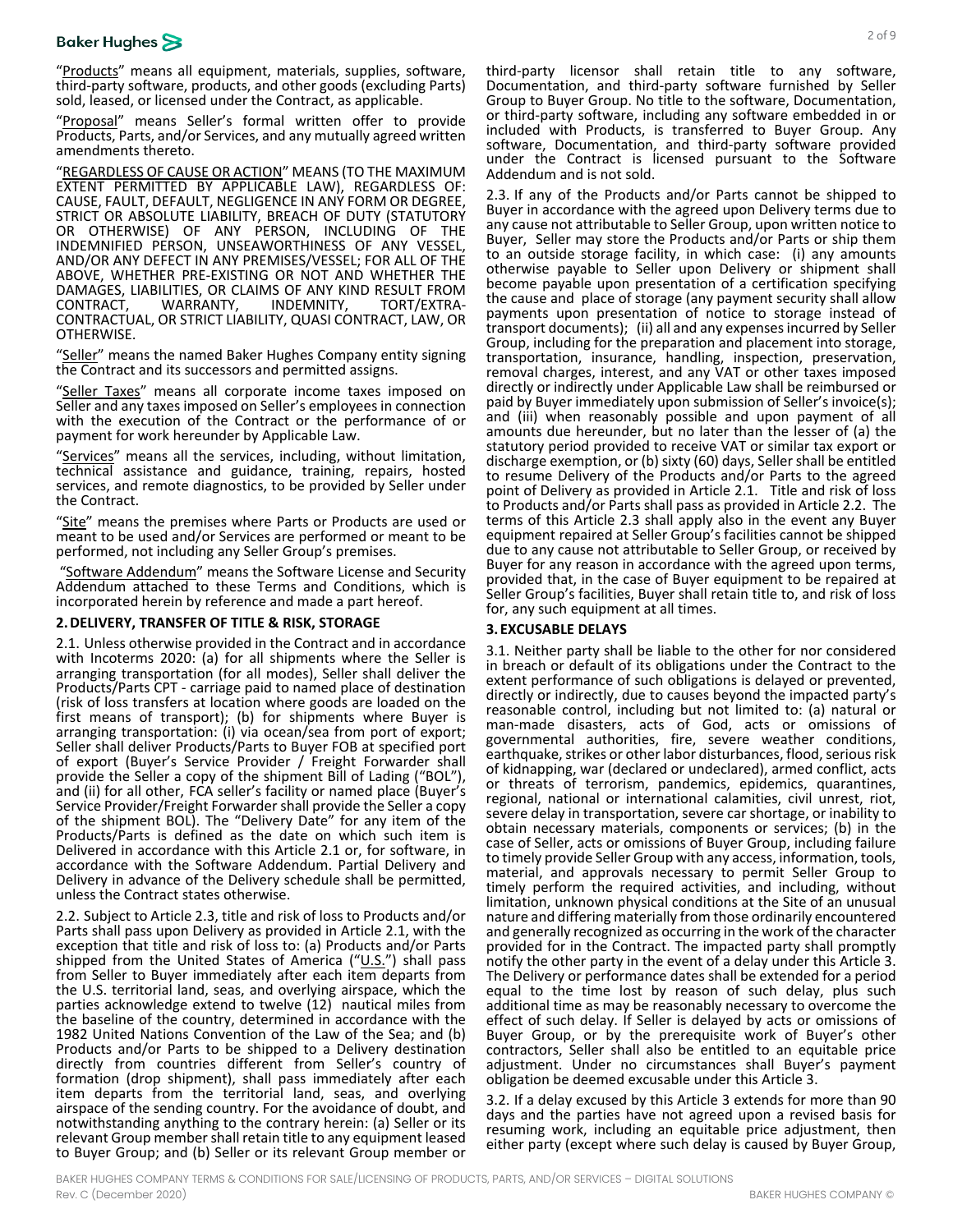"Products" means all equipment, materials, supplies, software, third-party software, products, and other goods (excluding Parts) sold, leased, or licensed under the Contract, as applicable.

"Proposal" means Seller's formal written offer to provide Products, Parts, and/or Services, and any mutually agreed written amendments thereto.

"REGARDLESS OF CAUSE OR ACTION" MEANS (TO THE MAXIMUM EXTENT PERMITTED BY APPLICABLE LAW), REGARDLESS OF: CAUSE, FAULT, DEFAULT, NEGLIGENCE IN ANY FORM OR DEGREE, STRICT OR ABSOLUTE LIABILITY, BREACH OF DUTY (STATUTORY OR OTHERWISE) OF ANY PERSON, INCLUDING OF THE INDEMNIFIED PERSON, UNSEAWORTHINESS OF ANY VESSEL, AND/OR ANY DEFECT IN ANY PREMISES/VESSEL; FOR ALL OF THE ABOVE, WHETHER PRE-EXISTING OR NOT AND WHETHER THE DAMAGES, LIABILITIES, OR CLAIMS OF ANY KIND RESULT FROM CONTRACT, WARRANTY, INDEMNITY, TORT/EXTRA-CONTRACTUAL, OR STRICT LIABILITY, QUASI CONTRACT, LAW, OR OTHERWISE.

"Seller" means the named Baker Hughes Company entity signing the Contract and its successors and permitted assigns.

"Seller Taxes" means all corporate income taxes imposed on Seller and any taxes imposed on Seller's employees in connection with the execution of the Contract or the performance of or payment for work hereunder by Applicable Law.

"Services" means all the services, including, without limitation, technical assistance and guidance, training, repairs, hosted services, and remote diagnostics, to be provided by Seller under the Contract.

"Site" means the premises where Parts or Products are used or meant to be used and/or Services are performed or meant to be performed, not including any Seller Group's premises.

"Software Addendum" means the Software License and Security Addendum attached to these Terms and Conditions, which is incorporated herein by reference and made a part hereof.

## 2. DELIVERY, TRANSFER OF TITLE & RISK, STORAGE

2.1. Unless otherwise provided in the Contract and in accordance with Incoterms 2020: (a) for all shipments where the Seller is arranging transportation (for all modes), Seller shall deliver the Products/Parts CPT - carriage paid to named place of destination (risk of loss transfers at location where goods are loaded on the first means of transport); (b) for shipments where Buyer is arranging transportation: (i) via ocean/sea from port of export; Seller shall deliver Products/Parts to Buyer FOB at specified port of export (Buyer's Service Provider / Freight Forwarder shall provide the Seller a copy of the shipment Bill of Lading ("BOL"), and (ii) for all other, FCA seller's facility or named place (Buyer's Service Provider/Freight Forwarder shall provide the Seller a copy of the shipment BOL). The "Delivery Date" for any item of the Products/Parts is defined as the date on which such item is Delivered in accordance with this Article 2.1 or, for software, in accordance with the Software Addendum. Partial Delivery and Delivery in advance of the Delivery schedule shall be permitted, unless the Contract states otherwise.

2.2. Subject to Article 2.3, title and risk of loss to Products and/or Parts shall pass upon Delivery as provided in Article 2.1, with the exception that title and risk of loss to: (a) Products and/or Parts shipped from the United States of America ("U.S.") shall pass from Seller to Buyer immediately after each item departs from the U.S. territorial land, seas, and overlying airspace, which the parties acknowledge extend to twelve (12) nautical miles from the baseline of the country, determined in accordance with the 1982 United Nations Convention of the Law of the Sea; and (b) Products and/or Parts to be shipped to a Delivery destination directly from countries different from Seller's country of formation (drop shipment), shall pass immediately after each item departs from the territorial land, seas, and overlying airspace of the sending country. For the avoidance of doubt, and notwithstanding anything to the contrary herein: (a) Seller or its relevant Group member shall retain title to any equipment leased to Buyer Group; and (b) Seller or its relevant Group member or third-party licensor shall retain title to any software, Documentation, and third-party software furnished by Seller Group to Buyer Group. No title to the software, Documentation, or third-party software, including any software embedded in or included with Products, is transferred to Buyer Group. Any software, Documentation, and third-party software provided under the Contract is licensed pursuant to the Software Addendum and is not sold.

2.3. If any of the Products and/or Parts cannot be shipped to Buyer in accordance with the agreed upon Delivery terms due to any cause not attributable to Seller Group, upon written notice to Buyer, Seller may store the Products and/or Parts or ship them to an outside storage facility, in which case: (i) any amounts otherwise payable to Seller upon Delivery or shipment shall become payable upon presentation of a certification specifying the cause and place of storage (any payment security shall allow payments upon presentation of notice to storage instead of transport documents); (ii) all and any expenses incurred by Seller Group, including for the preparation and placement into storage, transportation, insurance, handling, inspection, preservation, removal charges, interest, and any VAT or other taxes imposed directly or indirectly under Applicable Law shall be reimbursed or paid by Buyer immediately upon submission of Seller's invoice(s); and (iii) when reasonably possible and upon payment of all amounts due hereunder, but no later than the lesser of (a) the statutory period provided to receive VAT or similar tax export or discharge exemption, or (b) sixty (60) days, Seller shall be entitled to resume Delivery of the Products and/or Parts to the agreed point of Delivery as provided in Article 2.1. Title and risk of loss to Products and/or Parts shall pass as provided in Article 2.2. The terms of this Article 2.3 shall apply also in the event any Buyer equipment repaired at Seller Group's facilities cannot be shipped due to any cause not attributable to Seller Group, or received by Buyer for any reason in accordance with the agreed upon terms, provided that, in the case of Buyer equipment to be repaired at Seller Group's facilities, Buyer shall retain title to, and risk of loss for, any such equipment at all times.

## 3. EXCUSABLE DELAYS

3.1. Neither party shall be liable to the other for nor considered in breach or default of its obligations under the Contract to the extent performance of such obligations is delayed or prevented, directly or indirectly, due to causes beyond the impacted party's reasonable control, including but not limited to: (a) natural or man-made disasters, acts of God, acts or omissions of governmental authorities, fire, severe weather conditions, earthquake, strikes or other labor disturbances, flood, serious risk of kidnapping, war (declared or undeclared), armed conflict, acts or threats of terrorism, pandemics, epidemics, quarantines, regional, national or international calamities, civil unrest, riot, severe delay in transportation, severe car shortage, or inability to obtain necessary materials, components or services; (b) in the case of Seller, acts or omissions of Buyer Group, including failure to timely provide Seller Group with any access, information, tools, material, and approvals necessary to permit Seller Group to timely perform the required activities, and including, without limitation, unknown physical conditions at the Site of an unusual nature and differing materially from those ordinarily encountered and generally recognized as occurring in the work of the character provided for in the Contract. The impacted party shall promptly notify the other party in the event of a delay under this Article 3. The Delivery or performance dates shall be extended for a period equal to the time lost by reason of such delay, plus such additional time as may be reasonably necessary to overcome the effect of such delay. If Seller is delayed by acts or omissions of Buyer Group, or by the prerequisite work of Buyer's other contractors, Seller shall also be entitled to an equitable price adjustment. Under no circumstances shall Buyer's payment obligation be deemed excusable under this Article 3.

3.2. If a delay excused by this Article 3 extends for more than 90 days and the parties have not agreed upon a revised basis for resuming work, including an equitable price adjustment, then either party (except where such delay is caused by Buyer Group,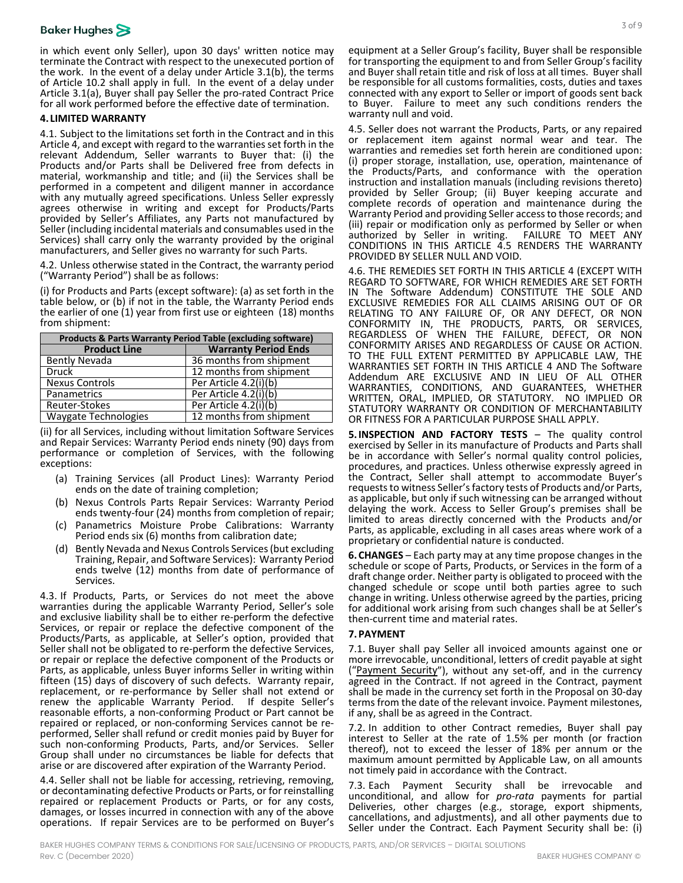in which event only Seller), upon 30 days' written notice may terminate the Contract with respect to the unexecuted portion of the work. In the event of a delay under Article 3.1(b), the terms of Article 10.2 shall apply in full. In the event of a delay under Article 3.1(a), Buyer shall pay Seller the pro-rated Contract Price for all work performed before the effective date of termination.

## 4. LIMITED WARRANTY

4.1. Subject to the limitations set forth in the Contract and in this Article 4, and except with regard to the warranties set forth in the relevant Addendum, Seller warrants to Buyer that: (i) the Products and/or Parts shall be Delivered free from defects in material, workmanship and title; and (ii) the Services shall be performed in a competent and diligent manner in accordance with any mutually agreed specifications. Unless Seller expressly agrees otherwise in writing and except for Products/Parts provided by Seller's Affiliates, any Parts not manufactured by Seller (including incidental materials and consumables used in the Services) shall carry only the warranty provided by the original manufacturers, and Seller gives no warranty for such Parts.

4.2. Unless otherwise stated in the Contract, the warranty period ("Warranty Period") shall be as follows:

(i) for Products and Parts (except software): (a) as set forth in the table below, or (b) if not in the table, the Warranty Period ends the earlier of one (1) year from first use or eighteen (18) months from shipment:

| Products & Parts Warranty Period Table (excluding software) | |
|---|---|
| **Product Line** | **Warranty Period Ends** |
| Bently Nevada | 36 months from shipment |
| Druck | 12 months from shipment |
| Nexus Controls | Per Article 4.2(i)(b) |
| Panametrics | Per Article 4.2(i)(b) |
| Reuter-Stokes | Per Article 4.2(i)(b) |
| Waygate Technologies | 12 months from shipment |

(ii) for all Services, including without limitation Software Services and Repair Services: Warranty Period ends ninety (90) days from performance or completion of Services, with the following exceptions:

- (a) Training Services (all Product Lines): Warranty Period ends on the date of training completion;
- (b) Nexus Controls Parts Repair Services: Warranty Period ends twenty-four (24) months from completion of repair;
- (c) Panametrics Moisture Probe Calibrations: Warranty Period ends six (6) months from calibration date;
- (d) Bently Nevada and Nexus Controls Services (but excluding Training, Repair, and Software Services): Warranty Period ends twelve (12) months from date of performance of Services.

4.3. If Products, Parts, or Services do not meet the above warranties during the applicable Warranty Period, Seller's sole and exclusive liability shall be to either re-perform the defective Services, or repair or replace the defective component of the Products/Parts, as applicable, at Seller's option, provided that Seller shall not be obligated to re-perform the defective Services, or repair or replace the defective component of the Products or Parts, as applicable, unless Buyer informs Seller in writing within fifteen (15) days of discovery of such defects. Warranty repair, replacement, or re-performance by Seller shall not extend or renew the applicable Warranty Period. If despite Seller's reasonable efforts, a non-conforming Product or Part cannot be repaired or replaced, or non-conforming Services cannot be re-performed, Seller shall refund or credit monies paid by Buyer for such non-conforming Products, Parts, and/or Services. Seller Group shall under no circumstances be liable for defects that arise or are discovered after expiration of the Warranty Period.

4.4. Seller shall not be liable for accessing, retrieving, removing, or decontaminating defective Products or Parts, or for reinstalling repaired or replacement Products or Parts, or for any costs, damages, or losses incurred in connection with any of the above operations. If repair Services are to be performed on Buyer's equipment at a Seller Group's facility, Buyer shall be responsible for transporting the equipment to and from Seller Group's facility and Buyer shall retain title and risk of loss at all times. Buyer shall be responsible for all customs formalities, costs, duties and taxes connected with any export to Seller or import of goods sent back to Buyer. Failure to meet any such conditions renders the warranty null and void.

4.5. Seller does not warrant the Products, Parts, or any repaired or replacement item against normal wear and tear. The warranties and remedies set forth herein are conditioned upon: (i) proper storage, installation, use, operation, maintenance of the Products/Parts, and conformance with the operation instruction and installation manuals (including revisions thereto) provided by Seller Group; (ii) Buyer keeping accurate and complete records of operation and maintenance during the Warranty Period and providing Seller access to those records; and (iii) repair or modification only as performed by Seller or when authorized by Seller in writing. FAILURE TO MEET ANY CONDITIONS IN THIS ARTICLE 4.5 RENDERS THE WARRANTY PROVIDED BY SELLER NULL AND VOID.

4.6. THE REMEDIES SET FORTH IN THIS ARTICLE 4 (EXCEPT WITH REGARD TO SOFTWARE, FOR WHICH REMEDIES ARE SET FORTH IN The Software Addendum) CONSTITUTE THE SOLE AND EXCLUSIVE REMEDIES FOR ALL CLAIMS ARISING OUT OF OR RELATING TO ANY FAILURE OF, OR ANY DEFECT, OR NON CONFORMITY IN, THE PRODUCTS, PARTS, OR SERVICES, REGARDLESS OF WHEN THE FAILURE, DEFECT, OR NON CONFORMITY ARISES AND REGARDLESS OF CAUSE OR ACTION. TO THE FULL EXTENT PERMITTED BY APPLICABLE LAW, THE WARRANTIES SET FORTH IN THIS ARTICLE 4 AND The Software Addendum ARE EXCLUSIVE AND IN LIEU OF ALL OTHER WARRANTIES, CONDITIONS, AND GUARANTEES, WHETHER WRITTEN, ORAL, IMPLIED, OR STATUTORY. NO IMPLIED OR STATUTORY WARRANTY OR CONDITION OF MERCHANTABILITY OR FITNESS FOR A PARTICULAR PURPOSE SHALL APPLY.

**5. INSPECTION AND FACTORY TESTS** – The quality control exercised by Seller in its manufacture of Products and Parts shall be in accordance with Seller's normal quality control policies, procedures, and practices. Unless otherwise expressly agreed in the Contract, Seller shall attempt to accommodate Buyer's requests to witness Seller's factory tests of Products and/or Parts, as applicable, but only if such witnessing can be arranged without delaying the work. Access to Seller Group's premises shall be limited to areas directly concerned with the Products and/or Parts, as applicable, excluding in all cases areas where work of a proprietary or confidential nature is conducted.

**6. CHANGES** – Each party may at any time propose changes in the schedule or scope of Parts, Products, or Services in the form of a draft change order. Neither party is obligated to proceed with the changed schedule or scope until both parties agree to such change in writing. Unless otherwise agreed by the parties, pricing for additional work arising from such changes shall be at Seller's then-current time and material rates.

## 7. PAYMENT

7.1. Buyer shall pay Seller all invoiced amounts against one or more irrevocable, unconditional, letters of credit payable at sight ("Payment Security"), without any set-off, and in the currency agreed in the Contract. If not agreed in the Contract, payment shall be made in the currency set forth in the Proposal on 30-day terms from the date of the relevant invoice. Payment milestones, if any, shall be as agreed in the Contract.

7.2. In addition to other Contract remedies, Buyer shall pay interest to Seller at the rate of 1.5% per month (or fraction thereof), not to exceed the lesser of 18% per annum or the maximum amount permitted by Applicable Law, on all amounts not timely paid in accordance with the Contract.

7.3. Each Payment Security shall be irrevocable and unconditional, and allow for *pro-rata* payments for partial Deliveries, other charges (e.g., storage, export shipments, cancellations, and adjustments), and all other payments due to Seller under the Contract. Each Payment Security shall be: (i)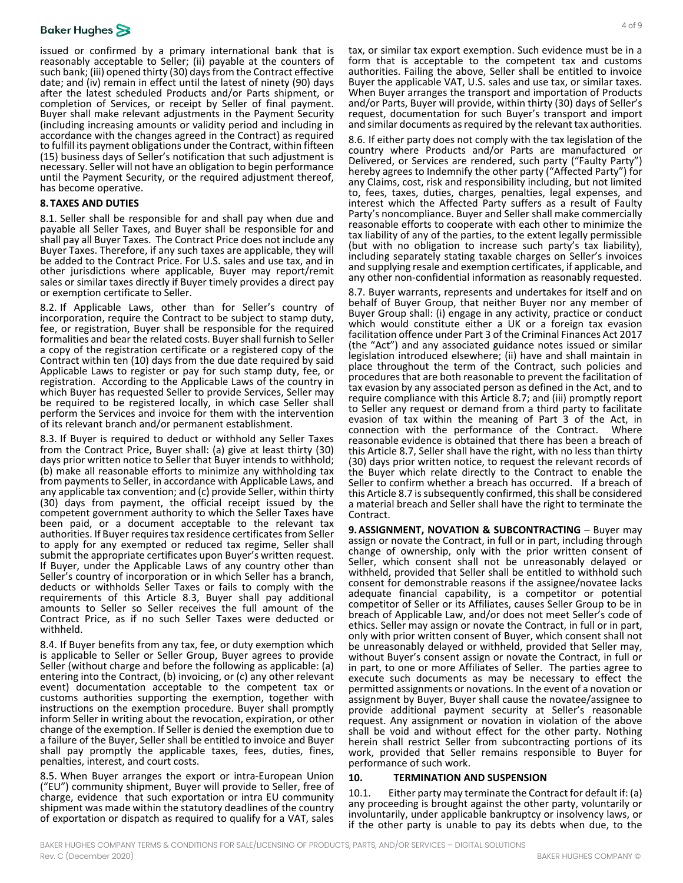issued or confirmed by a primary international bank that is reasonably acceptable to Seller; (ii) payable at the counters of such bank; (iii) opened thirty (30) days from the Contract effective date; and (iv) remain in effect until the latest of ninety (90) days after the latest scheduled Products and/or Parts shipment, or completion of Services, or receipt by Seller of final payment. Buyer shall make relevant adjustments in the Payment Security (including increasing amounts or validity period and including in accordance with the changes agreed in the Contract) as required to fulfill its payment obligations under the Contract, within fifteen (15) business days of Seller's notification that such adjustment is necessary. Seller will not have an obligation to begin performance until the Payment Security, or the required adjustment thereof, has become operative.

## 8. TAXES AND DUTIES

8.1. Seller shall be responsible for and shall pay when due and payable all Seller Taxes, and Buyer shall be responsible for and shall pay all Buyer Taxes. The Contract Price does not include any Buyer Taxes. Therefore, if any such taxes are applicable, they will be added to the Contract Price. For U.S. sales and use tax, and in other jurisdictions where applicable, Buyer may report/remit sales or similar taxes directly if Buyer timely provides a direct pay or exemption certificate to Seller.

8.2. If Applicable Laws, other than for Seller's country of incorporation, require the Contract to be subject to stamp duty, fee, or registration, Buyer shall be responsible for the required formalities and bear the related costs. Buyer shall furnish to Seller a copy of the registration certificate or a registered copy of the Contract within ten (10) days from the due date required by said Applicable Laws to register or pay for such stamp duty, fee, or registration. According to the Applicable Laws of the country in which Buyer has requested Seller to provide Services, Seller may be required to be registered locally, in which case Seller shall perform the Services and invoice for them with the intervention of its relevant branch and/or permanent establishment.

8.3. If Buyer is required to deduct or withhold any Seller Taxes from the Contract Price, Buyer shall: (a) give at least thirty (30) days prior written notice to Seller that Buyer intends to withhold; (b) make all reasonable efforts to minimize any withholding tax from payments to Seller, in accordance with Applicable Laws, and any applicable tax convention; and (c) provide Seller, within thirty (30) days from payment, the official receipt issued by the competent government authority to which the Seller Taxes have been paid, or a document acceptable to the relevant tax authorities. If Buyer requires tax residence certificates from Seller to apply for any exempted or reduced tax regime, Seller shall submit the appropriate certificates upon Buyer's written request. If Buyer, under the Applicable Laws of any country other than Seller's country of incorporation or in which Seller has a branch, deducts or withholds Seller Taxes or fails to comply with the requirements of this Article 8.3, Buyer shall pay additional amounts to Seller so Seller receives the full amount of the Contract Price, as if no such Seller Taxes were deducted or withheld.

8.4. If Buyer benefits from any tax, fee, or duty exemption which is applicable to Seller or Seller Group, Buyer agrees to provide Seller (without charge and before the following as applicable: (a) entering into the Contract, (b) invoicing, or (c) any other relevant event) documentation acceptable to the competent tax or customs authorities supporting the exemption, together with instructions on the exemption procedure. Buyer shall promptly inform Seller in writing about the revocation, expiration, or other change of the exemption. If Seller is denied the exemption due to a failure of the Buyer, Seller shall be entitled to invoice and Buyer shall pay promptly the applicable taxes, fees, duties, fines, penalties, interest, and court costs.

8.5. When Buyer arranges the export or intra-European Union ("EU") community shipment, Buyer will provide to Seller, free of charge, evidence that such exportation or intra EU community shipment was made within the statutory deadlines of the country of exportation or dispatch as required to qualify for a VAT, sales tax, or similar tax export exemption. Such evidence must be in a form that is acceptable to the competent tax and customs authorities. Failing the above, Seller shall be entitled to invoice Buyer the applicable VAT, U.S. sales and use tax, or similar taxes. When Buyer arranges the transport and importation of Products and/or Parts, Buyer will provide, within thirty (30) days of Seller's request, documentation for such Buyer's transport and import and similar documents as required by the relevant tax authorities.

8.6. If either party does not comply with the tax legislation of the country where Products and/or Parts are manufactured or Delivered, or Services are rendered, such party ("Faulty Party") hereby agrees to Indemnify the other party ("Affected Party") for any Claims, cost, risk and responsibility including, but not limited to, fees, taxes, duties, charges, penalties, legal expenses, and interest which the Affected Party suffers as a result of Faulty Party's noncompliance. Buyer and Seller shall make commercially reasonable efforts to cooperate with each other to minimize the tax liability of any of the parties, to the extent legally permissible (but with no obligation to increase such party's tax liability), including separately stating taxable charges on Seller's invoices and supplying resale and exemption certificates, if applicable, and any other non-confidential information as reasonably requested.

8.7. Buyer warrants, represents and undertakes for itself and on behalf of Buyer Group, that neither Buyer nor any member of Buyer Group shall: (i) engage in any activity, practice or conduct which would constitute either a UK or a foreign tax evasion facilitation offence under Part 3 of the Criminal Finances Act 2017 (the "Act") and any associated guidance notes issued or similar legislation introduced elsewhere; (ii) have and shall maintain in place throughout the term of the Contract, such policies and procedures that are both reasonable to prevent the facilitation of tax evasion by any associated person as defined in the Act, and to require compliance with this Article 8.7; and (iii) promptly report to Seller any request or demand from a third party to facilitate evasion of tax within the meaning of Part 3 of the Act, in connection with the performance of the Contract. Where reasonable evidence is obtained that there has been a breach of this Article 8.7, Seller shall have the right, with no less than thirty (30) days prior written notice, to request the relevant records of the Buyer which relate directly to the Contract to enable the Seller to confirm whether a breach has occurred. If a breach of this Article 8.7 is subsequently confirmed, this shall be considered a material breach and Seller shall have the right to terminate the Contract.

**9. ASSIGNMENT, NOVATION & SUBCONTRACTING** – Buyer may assign or novate the Contract, in full or in part, including through change of ownership, only with the prior written consent of Seller, which consent shall not be unreasonably delayed or withheld, provided that Seller shall be entitled to withhold such consent for demonstrable reasons if the assignee/novatee lacks adequate financial capability, is a competitor or potential competitor of Seller or its Affiliates, causes Seller Group to be in breach of Applicable Law, and/or does not meet Seller's code of ethics. Seller may assign or novate the Contract, in full or in part, only with prior written consent of Buyer, which consent shall not be unreasonably delayed or withheld, provided that Seller may, without Buyer's consent assign or novate the Contract, in full or in part, to one or more Affiliates of Seller. The parties agree to execute such documents as may be necessary to effect the permitted assignments or novations. In the event of a novation or assignment by Buyer, Buyer shall cause the novatee/assignee to provide additional payment security at Seller's reasonable request. Any assignment or novation in violation of the above shall be void and without effect for the other party. Nothing herein shall restrict Seller from subcontracting portions of its work, provided that Seller remains responsible to Buyer for performance of such work.

## 10. TERMINATION AND SUSPENSION

10.1. Either party may terminate the Contract for default if: (a) any proceeding is brought against the other party, voluntarily or involuntarily, under applicable bankruptcy or insolvency laws, or if the other party is unable to pay its debts when due, to the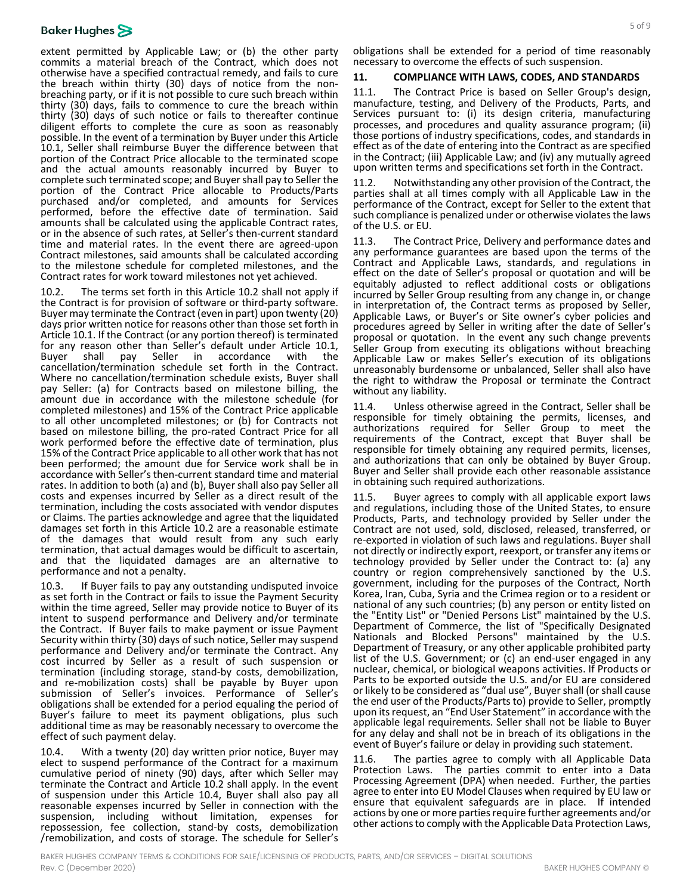extent permitted by Applicable Law; or (b) the other party commits a material breach of the Contract, which does not otherwise have a specified contractual remedy, and fails to cure the breach within thirty (30) days of notice from the non-breaching party, or if it is not possible to cure such breach within thirty (30) days, fails to commence to cure the breach within thirty (30) days of such notice or fails to thereafter continue diligent efforts to complete the cure as soon as reasonably possible. In the event of a termination by Buyer under this Article 10.1, Seller shall reimburse Buyer the difference between that portion of the Contract Price allocable to the terminated scope and the actual amounts reasonably incurred by Buyer to complete such terminated scope; and Buyer shall pay to Seller the portion of the Contract Price allocable to Products/Parts purchased and/or completed, and amounts for Services performed, before the effective date of termination. Said amounts shall be calculated using the applicable Contract rates, or in the absence of such rates, at Seller's then-current standard time and material rates. In the event there are agreed-upon Contract milestones, said amounts shall be calculated according to the milestone schedule for completed milestones, and the Contract rates for work toward milestones not yet achieved.

10.2. The terms set forth in this Article 10.2 shall not apply if the Contract is for provision of software or third-party software. Buyer may terminate the Contract (even in part) upon twenty (20) days prior written notice for reasons other than those set forth in Article 10.1. If the Contract (or any portion thereof) is terminated for any reason other than Seller's default under Article 10.1, Buyer shall pay Seller in accordance with the cancellation/termination schedule set forth in the Contract. Where no cancellation/termination schedule exists, Buyer shall pay Seller: (a) for Contracts based on milestone billing, the amount due in accordance with the milestone schedule (for completed milestones) and 15% of the Contract Price applicable to all other uncompleted milestones; or (b) for Contracts not based on milestone billing, the pro-rated Contract Price for all work performed before the effective date of termination, plus 15% of the Contract Price applicable to all other work that has not been performed; the amount due for Service work shall be in accordance with Seller's then-current standard time and material rates. In addition to both (a) and (b), Buyer shall also pay Seller all costs and expenses incurred by Seller as a direct result of the termination, including the costs associated with vendor disputes or Claims. The parties acknowledge and agree that the liquidated damages set forth in this Article 10.2 are a reasonable estimate of the damages that would result from any such early termination, that actual damages would be difficult to ascertain, and that the liquidated damages are an alternative to performance and not a penalty.

10.3. If Buyer fails to pay any outstanding undisputed invoice as set forth in the Contract or fails to issue the Payment Security within the time agreed, Seller may provide notice to Buyer of its intent to suspend performance and Delivery and/or terminate the Contract. If Buyer fails to make payment or issue Payment Security within thirty (30) days of such notice, Seller may suspend performance and Delivery and/or terminate the Contract. Any cost incurred by Seller as a result of such suspension or termination (including storage, stand-by costs, demobilization, and re-mobilization costs) shall be payable by Buyer upon submission of Seller's invoices. Performance of Seller's obligations shall be extended for a period equaling the period of Buyer's failure to meet its payment obligations, plus such additional time as may be reasonably necessary to overcome the effect of such payment delay.

10.4. With a twenty (20) day written prior notice, Buyer may elect to suspend performance of the Contract for a maximum cumulative period of ninety (90) days, after which Seller may terminate the Contract and Article 10.2 shall apply. In the event of suspension under this Article 10.4, Buyer shall also pay all reasonable expenses incurred by Seller in connection with the suspension, including without limitation, expenses for repossession, fee collection, stand-by costs, demobilization /remobilization, and costs of storage. The schedule for Seller's obligations shall be extended for a period of time reasonably necessary to overcome the effects of such suspension.

## 11. COMPLIANCE WITH LAWS, CODES, AND STANDARDS

11.1. The Contract Price is based on Seller Group's design, manufacture, testing, and Delivery of the Products, Parts, and Services pursuant to: (i) its design criteria, manufacturing processes, and procedures and quality assurance program; (ii) those portions of industry specifications, codes, and standards in effect as of the date of entering into the Contract as are specified in the Contract; (iii) Applicable Law; and (iv) any mutually agreed upon written terms and specifications set forth in the Contract.

11.2. Notwithstanding any other provision of the Contract, the parties shall at all times comply with all Applicable Law in the performance of the Contract, except for Seller to the extent that such compliance is penalized under or otherwise violates the laws of the U.S. or EU.

11.3. The Contract Price, Delivery and performance dates and any performance guarantees are based upon the terms of the Contract and Applicable Laws, standards, and regulations in effect on the date of Seller's proposal or quotation and will be equitably adjusted to reflect additional costs or obligations incurred by Seller Group resulting from any change in, or change in interpretation of, the Contract terms as proposed by Seller, Applicable Laws, or Buyer's or Site owner's cyber policies and procedures agreed by Seller in writing after the date of Seller's proposal or quotation. In the event any such change prevents Seller Group from executing its obligations without breaching Applicable Law or makes Seller's execution of its obligations unreasonably burdensome or unbalanced, Seller shall also have the right to withdraw the Proposal or terminate the Contract without any liability.

11.4. Unless otherwise agreed in the Contract, Seller shall be responsible for timely obtaining the permits, licenses, and authorizations required for Seller Group to meet the requirements of the Contract, except that Buyer shall be responsible for timely obtaining any required permits, licenses, and authorizations that can only be obtained by Buyer Group. Buyer and Seller shall provide each other reasonable assistance in obtaining such required authorizations.

11.5. Buyer agrees to comply with all applicable export laws and regulations, including those of the United States, to ensure Products, Parts, and technology provided by Seller under the Contract are not used, sold, disclosed, released, transferred, or re-exported in violation of such laws and regulations. Buyer shall not directly or indirectly export, reexport, or transfer any items or technology provided by Seller under the Contract to: (a) any country or region comprehensively sanctioned by the U.S. government, including for the purposes of the Contract, North Korea, Iran, Cuba, Syria and the Crimea region or to a resident or national of any such countries; (b) any person or entity listed on the "Entity List" or "Denied Persons List" maintained by the U.S. Department of Commerce, the list of "Specifically Designated Nationals and Blocked Persons" maintained by the U.S. Department of Treasury, or any other applicable prohibited party list of the U.S. Government; or (c) an end-user engaged in any nuclear, chemical, or biological weapons activities. If Products or Parts to be exported outside the U.S. and/or EU are considered or likely to be considered as "dual use", Buyer shall (or shall cause the end user of the Products/Parts to) provide to Seller, promptly upon its request, an "End User Statement" in accordance with the applicable legal requirements. Seller shall not be liable to Buyer for any delay and shall not be in breach of its obligations in the event of Buyer's failure or delay in providing such statement.

11.6. The parties agree to comply with all Applicable Data Protection Laws. The parties commit to enter into a Data Processing Agreement (DPA) when needed. Further, the parties agree to enter into EU Model Clauses when required by EU law or ensure that equivalent safeguards are in place. If intended actions by one or more parties require further agreements and/or other actions to comply with the Applicable Data Protection Laws,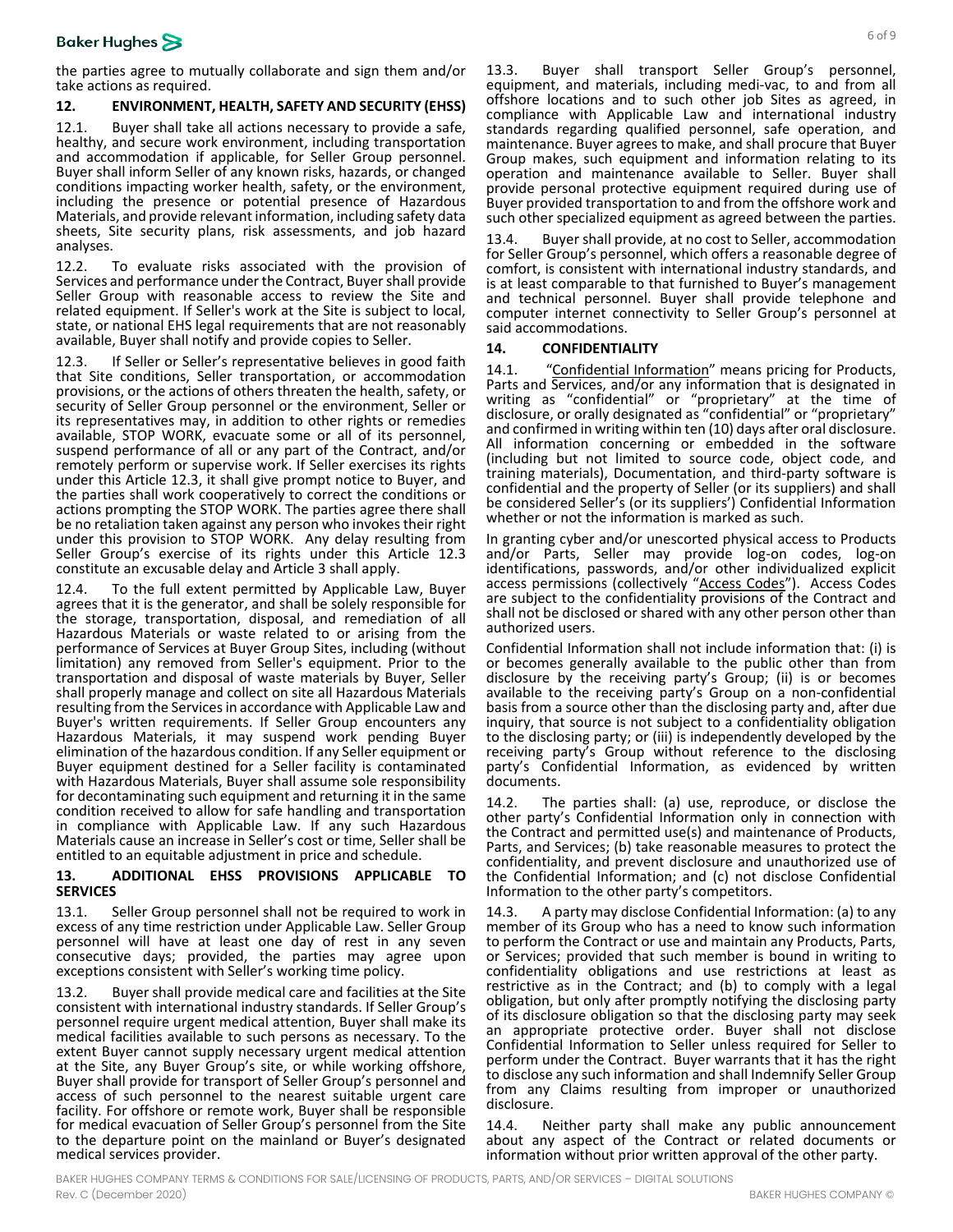the parties agree to mutually collaborate and sign them and/or take actions as required.

## 12. ENVIRONMENT, HEALTH, SAFETY AND SECURITY (EHSS)

12.1. Buyer shall take all actions necessary to provide a safe, healthy, and secure work environment, including transportation and accommodation if applicable, for Seller Group personnel. Buyer shall inform Seller of any known risks, hazards, or changed conditions impacting worker health, safety, or the environment, including the presence or potential presence of Hazardous Materials, and provide relevant information, including safety data sheets, Site security plans, risk assessments, and job hazard analyses.

12.2. To evaluate risks associated with the provision of Services and performance under the Contract, Buyer shall provide Seller Group with reasonable access to review the Site and related equipment. If Seller's work at the Site is subject to local, state, or national EHS legal requirements that are not reasonably available, Buyer shall notify and provide copies to Seller.

12.3. If Seller or Seller's representative believes in good faith that Site conditions, Seller transportation, or accommodation provisions, or the actions of others threaten the health, safety, or security of Seller Group personnel or the environment, Seller or its representatives may, in addition to other rights or remedies available, STOP WORK, evacuate some or all of its personnel, suspend performance of all or any part of the Contract, and/or remotely perform or supervise work. If Seller exercises its rights under this Article 12.3, it shall give prompt notice to Buyer, and the parties shall work cooperatively to correct the conditions or actions prompting the STOP WORK. The parties agree there shall be no retaliation taken against any person who invokes their right under this provision to STOP WORK. Any delay resulting from Seller Group's exercise of its rights under this Article 12.3 constitute an excusable delay and Article 3 shall apply.

12.4. To the full extent permitted by Applicable Law, Buyer agrees that it is the generator, and shall be solely responsible for the storage, transportation, disposal, and remediation of all Hazardous Materials or waste related to or arising from the performance of Services at Buyer Group Sites, including (without limitation) any removed from Seller's equipment. Prior to the transportation and disposal of waste materials by Buyer, Seller shall properly manage and collect on site all Hazardous Materials resulting from the Services in accordance with Applicable Law and Buyer's written requirements. If Seller Group encounters any Hazardous Materials, it may suspend work pending Buyer elimination of the hazardous condition. If any Seller equipment or Buyer equipment destined for a Seller facility is contaminated with Hazardous Materials, Buyer shall assume sole responsibility for decontaminating such equipment and returning it in the same condition received to allow for safe handling and transportation in compliance with Applicable Law. If any such Hazardous Materials cause an increase in Seller's cost or time, Seller shall be entitled to an equitable adjustment in price and schedule.

## 13. ADDITIONAL EHSS PROVISIONS APPLICABLE TO SERVICES

13.1. Seller Group personnel shall not be required to work in excess of any time restriction under Applicable Law. Seller Group personnel will have at least one day of rest in any seven consecutive days; provided, the parties may agree upon exceptions consistent with Seller's working time policy.

13.2. Buyer shall provide medical care and facilities at the Site consistent with international industry standards. If Seller Group's personnel require urgent medical attention, Buyer shall make its medical facilities available to such persons as necessary. To the extent Buyer cannot supply necessary urgent medical attention at the Site, any Buyer Group's site, or while working offshore, Buyer shall provide for transport of Seller Group's personnel and access of such personnel to the nearest suitable urgent care facility. For offshore or remote work, Buyer shall be responsible for medical evacuation of Seller Group's personnel from the Site to the departure point on the mainland or Buyer's designated medical services provider.

13.3. Buyer shall transport Seller Group's personnel, equipment, and materials, including medi-vac, to and from all offshore locations and to such other job Sites as agreed, in compliance with Applicable Law and international industry standards regarding qualified personnel, safe operation, and maintenance. Buyer agrees to make, and shall procure that Buyer Group makes, such equipment and information relating to its operation and maintenance available to Seller. Buyer shall provide personal protective equipment required during use of Buyer provided transportation to and from the offshore work and such other specialized equipment as agreed between the parties.

13.4. Buyer shall provide, at no cost to Seller, accommodation for Seller Group's personnel, which offers a reasonable degree of comfort, is consistent with international industry standards, and is at least comparable to that furnished to Buyer's management and technical personnel. Buyer shall provide telephone and computer internet connectivity to Seller Group's personnel at said accommodations.

## 14. CONFIDENTIALITY

14.1. "Confidential Information" means pricing for Products, Parts and Services, and/or any information that is designated in writing as "confidential" or "proprietary" at the time of disclosure, or orally designated as "confidential" or "proprietary" and confirmed in writing within ten (10) days after oral disclosure. All information concerning or embedded in the software (including but not limited to source code, object code, and training materials), Documentation, and third-party software is confidential and the property of Seller (or its suppliers) and shall be considered Seller's (or its suppliers') Confidential Information whether or not the information is marked as such.

In granting cyber and/or unescorted physical access to Products and/or Parts, Seller may provide log-on codes, log-on identifications, passwords, and/or other individualized explicit access permissions (collectively "Access Codes"). Access Codes are subject to the confidentiality provisions of the Contract and shall not be disclosed or shared with any other person other than authorized users.

Confidential Information shall not include information that: (i) is or becomes generally available to the public other than from disclosure by the receiving party's Group; (ii) is or becomes available to the receiving party's Group on a non-confidential basis from a source other than the disclosing party and, after due inquiry, that source is not subject to a confidentiality obligation to the disclosing party; or (iii) is independently developed by the receiving party's Group without reference to the disclosing party's Confidential Information, as evidenced by written documents.

14.2. The parties shall: (a) use, reproduce, or disclose the other party's Confidential Information only in connection with the Contract and permitted use(s) and maintenance of Products, Parts, and Services; (b) take reasonable measures to protect the confidentiality, and prevent disclosure and unauthorized use of the Confidential Information; and (c) not disclose Confidential Information to the other party's competitors.

14.3. A party may disclose Confidential Information: (a) to any member of its Group who has a need to know such information to perform the Contract or use and maintain any Products, Parts, or Services; provided that such member is bound in writing to confidentiality obligations and use restrictions at least as restrictive as in the Contract; and (b) to comply with a legal obligation, but only after promptly notifying the disclosing party of its disclosure obligation so that the disclosing party may seek an appropriate protective order. Buyer shall not disclose Confidential Information to Seller unless required for Seller to perform under the Contract. Buyer warrants that it has the right to disclose any such information and shall Indemnify Seller Group from any Claims resulting from improper or unauthorized disclosure.

14.4. Neither party shall make any public announcement about any aspect of the Contract or related documents or information without prior written approval of the other party.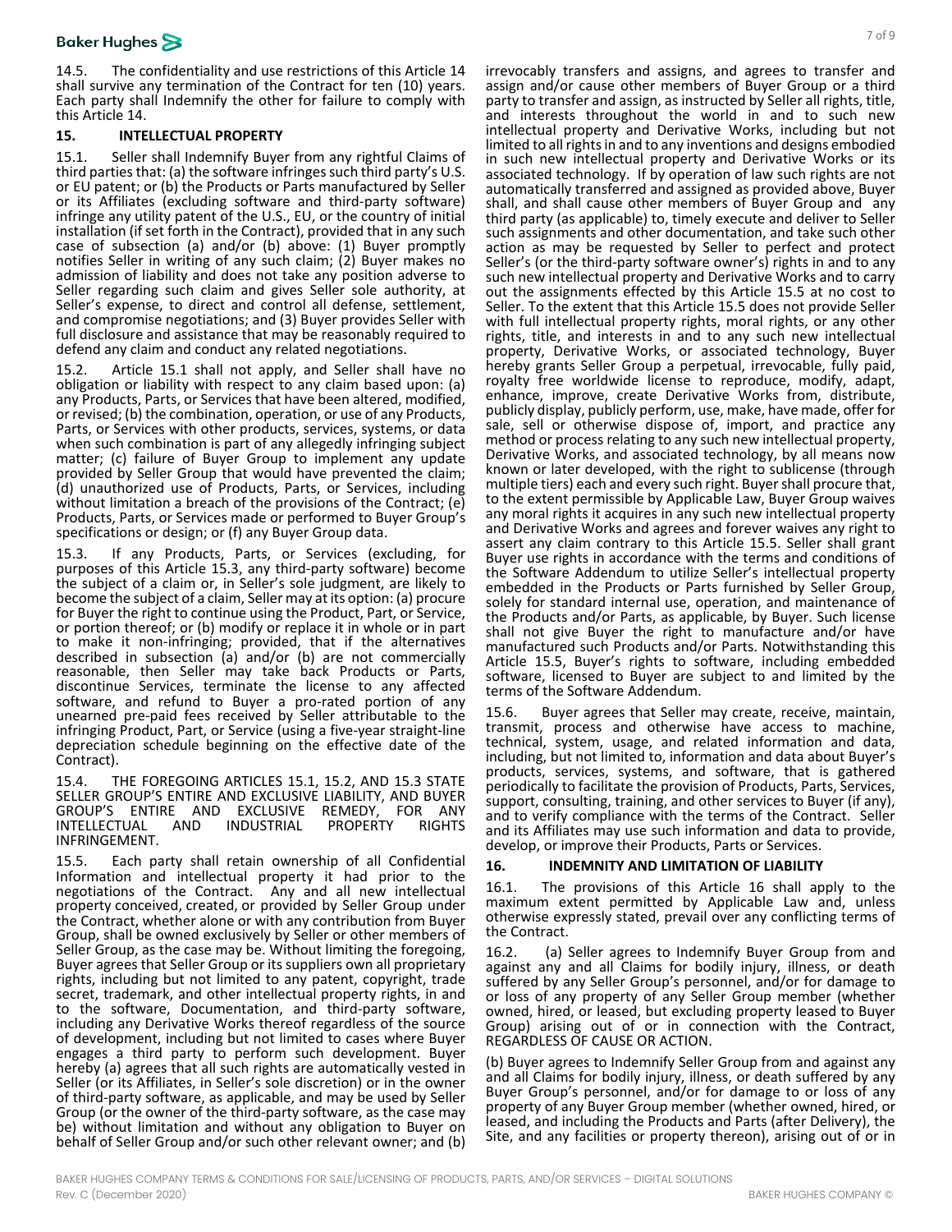14.5. The confidentiality and use restrictions of this Article 14 shall survive any termination of the Contract for ten (10) years. Each party shall Indemnify the other for failure to comply with this Article 14.

## 15. INTELLECTUAL PROPERTY

15.1. Seller shall Indemnify Buyer from any rightful Claims of third parties that: (a) the software infringes such third party's U.S. or EU patent; or (b) the Products or Parts manufactured by Seller or its Affiliates (excluding software and third-party software) infringe any utility patent of the U.S., EU, or the country of initial installation (if set forth in the Contract), provided that in any such case of subsection (a) and/or (b) above: (1) Buyer promptly notifies Seller in writing of any such claim; (2) Buyer makes no admission of liability and does not take any position adverse to Seller regarding such claim and gives Seller sole authority, at Seller's expense, to direct and control all defense, settlement, and compromise negotiations; and (3) Buyer provides Seller with full disclosure and assistance that may be reasonably required to defend any claim and conduct any related negotiations.

15.2. Article 15.1 shall not apply, and Seller shall have no obligation or liability with respect to any claim based upon: (a) any Products, Parts, or Services that have been altered, modified, or revised; (b) the combination, operation, or use of any Products, Parts, or Services with other products, services, systems, or data when such combination is part of any allegedly infringing subject matter; (c) failure of Buyer Group to implement any update provided by Seller Group that would have prevented the claim; (d) unauthorized use of Products, Parts, or Services, including without limitation a breach of the provisions of the Contract; (e) Products, Parts, or Services made or performed to Buyer Group's specifications or design; or (f) any Buyer Group data.

15.3. If any Products, Parts, or Services (excluding, for purposes of this Article 15.3, any third-party software) become the subject of a claim or, in Seller's sole judgment, are likely to become the subject of a claim, Seller may at its option: (a) procure for Buyer the right to continue using the Product, Part, or Service, or portion thereof; or (b) modify or replace it in whole or in part to make it non-infringing; provided, that if the alternatives described in subsection (a) and/or (b) are not commercially reasonable, then Seller may take back Products or Parts, discontinue Services, terminate the license to any affected software, and refund to Buyer a pro-rated portion of any unearned pre-paid fees received by Seller attributable to the infringing Product, Part, or Service (using a five-year straight-line depreciation schedule beginning on the effective date of the Contract).

15.4. THE FOREGOING ARTICLES 15.1, 15.2, AND 15.3 STATE SELLER GROUP'S ENTIRE AND EXCLUSIVE LIABILITY, AND BUYER GROUP'S ENTIRE AND EXCLUSIVE REMEDY, FOR ANY INTELLECTUAL AND INDUSTRIAL PROPERTY RIGHTS INFRINGEMENT.

15.5. Each party shall retain ownership of all Confidential Information and intellectual property it had prior to the negotiations of the Contract. Any and all new intellectual property conceived, created, or provided by Seller Group under the Contract, whether alone or with any contribution from Buyer Group, shall be owned exclusively by Seller or other members of Seller Group, as the case may be. Without limiting the foregoing, Buyer agrees that Seller Group or its suppliers own all proprietary rights, including but not limited to any patent, copyright, trade secret, trademark, and other intellectual property rights, in and to the software, Documentation, and third-party software, including any Derivative Works thereof regardless of the source of development, including but not limited to cases where Buyer engages a third party to perform such development. Buyer hereby (a) agrees that all such rights are automatically vested in Seller (or its Affiliates, in Seller's sole discretion) or in the owner of third-party software, as applicable, and may be used by Seller Group (or the owner of the third-party software, as the case may be) without limitation and without any obligation to Buyer on behalf of Seller Group and/or such other relevant owner; and (b) irrevocably transfers and assigns, and agrees to transfer and assign and/or cause other members of Buyer Group or a third party to transfer and assign, as instructed by Seller all rights, title, and interests throughout the world in and to such new intellectual property and Derivative Works, including but not limited to all rights in and to any inventions and designs embodied in such new intellectual property and Derivative Works or its associated technology. If by operation of law such rights are not automatically transferred and assigned as provided above, Buyer shall, and shall cause other members of Buyer Group and any third party (as applicable) to, timely execute and deliver to Seller such assignments and other documentation, and take such other action as may be requested by Seller to perfect and protect Seller's (or the third-party software owner's) rights in and to any such new intellectual property and Derivative Works and to carry out the assignments effected by this Article 15.5 at no cost to Seller. To the extent that this Article 15.5 does not provide Seller with full intellectual property rights, moral rights, or any other rights, title, and interests in and to any such new intellectual property, Derivative Works, or associated technology, Buyer hereby grants Seller Group a perpetual, irrevocable, fully paid, royalty free worldwide license to reproduce, modify, adapt, enhance, improve, create Derivative Works from, distribute, publicly display, publicly perform, use, make, have made, offer for sale, sell or otherwise dispose of, import, and practice any method or process relating to any such new intellectual property, Derivative Works, and associated technology, by all means now known or later developed, with the right to sublicense (through multiple tiers) each and every such right. Buyer shall procure that, to the extent permissible by Applicable Law, Buyer Group waives any moral rights it acquires in any such new intellectual property and Derivative Works and agrees and forever waives any right to assert any claim contrary to this Article 15.5. Seller shall grant Buyer use rights in accordance with the terms and conditions of the Software Addendum to utilize Seller's intellectual property embedded in the Products or Parts furnished by Seller Group, solely for standard internal use, operation, and maintenance of the Products and/or Parts, as applicable, by Buyer. Such license shall not give Buyer the right to manufacture and/or have manufactured such Products and/or Parts. Notwithstanding this Article 15.5, Buyer's rights to software, including embedded software, licensed to Buyer are subject to and limited by the terms of the Software Addendum.

15.6. Buyer agrees that Seller may create, receive, maintain, transmit, process and otherwise have access to machine, technical, system, usage, and related information and data, including, but not limited to, information and data about Buyer's products, services, systems, and software, that is gathered periodically to facilitate the provision of Products, Parts, Services, support, consulting, training, and other services to Buyer (if any), and to verify compliance with the terms of the Contract. Seller and its Affiliates may use such information and data to provide, develop, or improve their Products, Parts or Services.

## 16. INDEMNITY AND LIMITATION OF LIABILITY

16.1. The provisions of this Article 16 shall apply to the maximum extent permitted by Applicable Law and, unless otherwise expressly stated, prevail over any conflicting terms of the Contract.

16.2. (a) Seller agrees to Indemnify Buyer Group from and against any and all Claims for bodily injury, illness, or death suffered by any Seller Group's personnel, and/or for damage to or loss of any property of any Seller Group member (whether owned, hired, or leased, but excluding property leased to Buyer Group) arising out of or in connection with the Contract, REGARDLESS OF CAUSE OR ACTION.

(b) Buyer agrees to Indemnify Seller Group from and against any and all Claims for bodily injury, illness, or death suffered by any Buyer Group's personnel, and/or for damage to or loss of any property of any Buyer Group member (whether owned, hired, or leased, and including the Products and Parts (after Delivery), the Site, and any facilities or property thereon), arising out of or in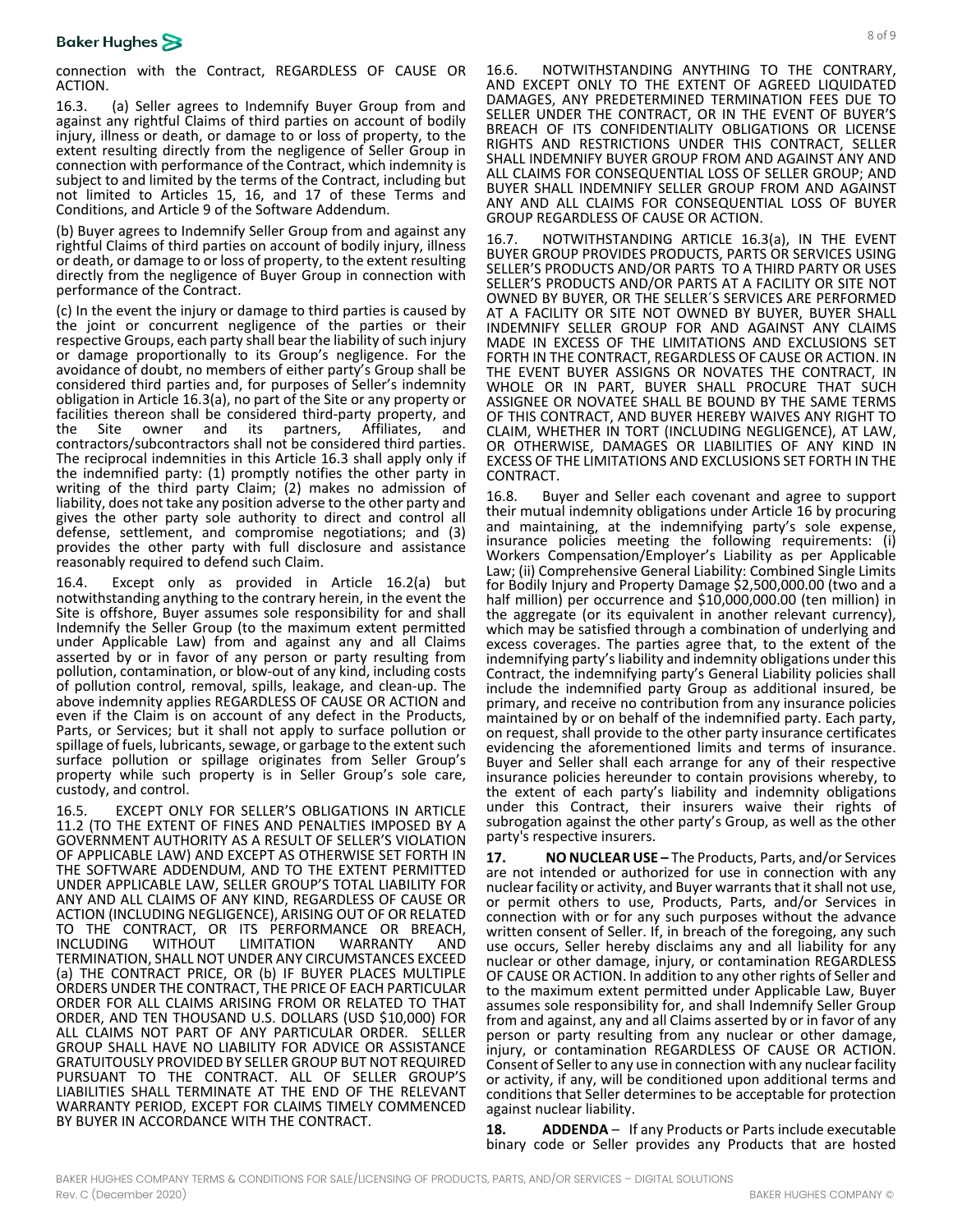connection with the Contract, REGARDLESS OF CAUSE OR ACTION.

16.3. (a) Seller agrees to Indemnify Buyer Group from and against any rightful Claims of third parties on account of bodily injury, illness or death, or damage to or loss of property, to the extent resulting directly from the negligence of Seller Group in connection with performance of the Contract, which indemnity is subject to and limited by the terms of the Contract, including but not limited to Articles 15, 16, and 17 of these Terms and Conditions, and Article 9 of the Software Addendum.

(b) Buyer agrees to Indemnify Seller Group from and against any rightful Claims of third parties on account of bodily injury, illness or death, or damage to or loss of property, to the extent resulting directly from the negligence of Buyer Group in connection with performance of the Contract.

(c) In the event the injury or damage to third parties is caused by the joint or concurrent negligence of the parties or their respective Groups, each party shall bear the liability of such injury or damage proportionally to its Group's negligence. For the avoidance of doubt, no members of either party's Group shall be considered third parties and, for purposes of Seller's indemnity obligation in Article 16.3(a), no part of the Site or any property or facilities thereon shall be considered third-party property, and the Site owner and its partners, Affiliates, and contractors/subcontractors shall not be considered third parties. The reciprocal indemnities in this Article 16.3 shall apply only if the indemnified party: (1) promptly notifies the other party in writing of the third party Claim; (2) makes no admission of liability, does not take any position adverse to the other party and gives the other party sole authority to direct and control all defense, settlement, and compromise negotiations; and (3) provides the other party with full disclosure and assistance reasonably required to defend such Claim.

16.4. Except only as provided in Article 16.2(a) but notwithstanding anything to the contrary herein, in the event the Site is offshore, Buyer assumes sole responsibility for and shall Indemnify the Seller Group (to the maximum extent permitted under Applicable Law) from and against any and all Claims asserted by or in favor of any person or party resulting from pollution, contamination, or blow-out of any kind, including costs of pollution control, removal, spills, leakage, and clean-up. The above indemnity applies REGARDLESS OF CAUSE OR ACTION and even if the Claim is on account of any defect in the Products, Parts, or Services; but it shall not apply to surface pollution or spillage of fuels, lubricants, sewage, or garbage to the extent such surface pollution or spillage originates from Seller Group's property while such property is in Seller Group's sole care, custody, and control.

16.5. EXCEPT ONLY FOR SELLER'S OBLIGATIONS IN ARTICLE 11.2 (TO THE EXTENT OF FINES AND PENALTIES IMPOSED BY A GOVERNMENT AUTHORITY AS A RESULT OF SELLER'S VIOLATION OF APPLICABLE LAW) AND EXCEPT AS OTHERWISE SET FORTH IN THE SOFTWARE ADDENDUM, AND TO THE EXTENT PERMITTED UNDER APPLICABLE LAW, SELLER GROUP'S TOTAL LIABILITY FOR ANY AND ALL CLAIMS OF ANY KIND, REGARDLESS OF CAUSE OR ACTION (INCLUDING NEGLIGENCE), ARISING OUT OF OR RELATED TO THE CONTRACT, OR ITS PERFORMANCE OR BREACH, INCLUDING WITHOUT LIMITATION WARRANTY AND TERMINATION, SHALL NOT UNDER ANY CIRCUMSTANCES EXCEED (a) THE CONTRACT PRICE, OR (b) IF BUYER PLACES MULTIPLE ORDERS UNDER THE CONTRACT, THE PRICE OF EACH PARTICULAR ORDER FOR ALL CLAIMS ARISING FROM OR RELATED TO THAT ORDER, AND TEN THOUSAND U.S. DOLLARS (USD $10,000) FOR ALL CLAIMS NOT PART OF ANY PARTICULAR ORDER. SELLER GROUP SHALL HAVE NO LIABILITY FOR ADVICE OR ASSISTANCE GRATUITOUSLY PROVIDED BY SELLER GROUP BUT NOT REQUIRED PURSUANT TO THE CONTRACT. ALL OF SELLER GROUP'S LIABILITIES SHALL TERMINATE AT THE END OF THE RELEVANT WARRANTY PERIOD, EXCEPT FOR CLAIMS TIMELY COMMENCED BY BUYER IN ACCORDANCE WITH THE CONTRACT.

16.6. NOTWITHSTANDING ANYTHING TO THE CONTRARY, AND EXCEPT ONLY TO THE EXTENT OF AGREED LIQUIDATED DAMAGES, ANY PREDETERMINED TERMINATION FEES DUE TO SELLER UNDER THE CONTRACT, OR IN THE EVENT OF BUYER'S BREACH OF ITS CONFIDENTIALITY OBLIGATIONS OR LICENSE RIGHTS AND RESTRICTIONS UNDER THIS CONTRACT, SELLER SHALL INDEMNIFY BUYER GROUP FROM AND AGAINST ANY AND ALL CLAIMS FOR CONSEQUENTIAL LOSS OF SELLER GROUP; AND BUYER SHALL INDEMNIFY SELLER GROUP FROM AND AGAINST ANY AND ALL CLAIMS FOR CONSEQUENTIAL LOSS OF BUYER GROUP REGARDLESS OF CAUSE OR ACTION.

16.7. NOTWITHSTANDING ARTICLE 16.3(a), IN THE EVENT BUYER GROUP PROVIDES PRODUCTS, PARTS OR SERVICES USING SELLER'S PRODUCTS AND/OR PARTS TO A THIRD PARTY OR USES SELLER'S PRODUCTS AND/OR PARTS AT A FACILITY OR SITE NOT OWNED BY BUYER, OR THE SELLER´S SERVICES ARE PERFORMED AT A FACILITY OR SITE NOT OWNED BY BUYER, BUYER SHALL INDEMNIFY SELLER GROUP FOR AND AGAINST ANY CLAIMS MADE IN EXCESS OF THE LIMITATIONS AND EXCLUSIONS SET FORTH IN THE CONTRACT, REGARDLESS OF CAUSE OR ACTION. IN THE EVENT BUYER ASSIGNS OR NOVATES THE CONTRACT, IN WHOLE OR IN PART, BUYER SHALL PROCURE THAT SUCH ASSIGNEE OR NOVATEE SHALL BE BOUND BY THE SAME TERMS OF THIS CONTRACT, AND BUYER HEREBY WAIVES ANY RIGHT TO CLAIM, WHETHER IN TORT (INCLUDING NEGLIGENCE), AT LAW, OR OTHERWISE, DAMAGES OR LIABILITIES OF ANY KIND IN EXCESS OF THE LIMITATIONS AND EXCLUSIONS SET FORTH IN THE CONTRACT.

16.8. Buyer and Seller each covenant and agree to support their mutual indemnity obligations under Article 16 by procuring and maintaining, at the indemnifying party's sole expense, insurance policies meeting the following requirements: (i) Workers Compensation/Employer's Liability as per Applicable Law; (ii) Comprehensive General Liability: Combined Single Limits for Bodily Injury and Property Damage $2,500,000.00 (two and a half million) per occurrence and $10,000,000.00 (ten million) in the aggregate (or its equivalent in another relevant currency), which may be satisfied through a combination of underlying and excess coverages. The parties agree that, to the extent of the indemnifying party's liability and indemnity obligations under this Contract, the indemnifying party's General Liability policies shall include the indemnified party Group as additional insured, be primary, and receive no contribution from any insurance policies maintained by or on behalf of the indemnified party. Each party, on request, shall provide to the other party insurance certificates evidencing the aforementioned limits and terms of insurance. Buyer and Seller shall each arrange for any of their respective insurance policies hereunder to contain provisions whereby, to the extent of each party's liability and indemnity obligations under this Contract, their insurers waive their rights of subrogation against the other party's Group, as well as the other party's respective insurers.

**17. NO NUCLEAR USE –** The Products, Parts, and/or Services are not intended or authorized for use in connection with any nuclear facility or activity, and Buyer warrants that it shall not use, or permit others to use, Products, Parts, and/or Services in connection with or for any such purposes without the advance written consent of Seller. If, in breach of the foregoing, any such use occurs, Seller hereby disclaims any and all liability for any nuclear or other damage, injury, or contamination REGARDLESS OF CAUSE OR ACTION. In addition to any other rights of Seller and to the maximum extent permitted under Applicable Law, Buyer assumes sole responsibility for, and shall Indemnify Seller Group from and against, any and all Claims asserted by or in favor of any person or party resulting from any nuclear or other damage, injury, or contamination REGARDLESS OF CAUSE OR ACTION. Consent of Seller to any use in connection with any nuclear facility or activity, if any, will be conditioned upon additional terms and conditions that Seller determines to be acceptable for protection against nuclear liability.

**18. ADDENDA** – If any Products or Parts include executable binary code or Seller provides any Products that are hosted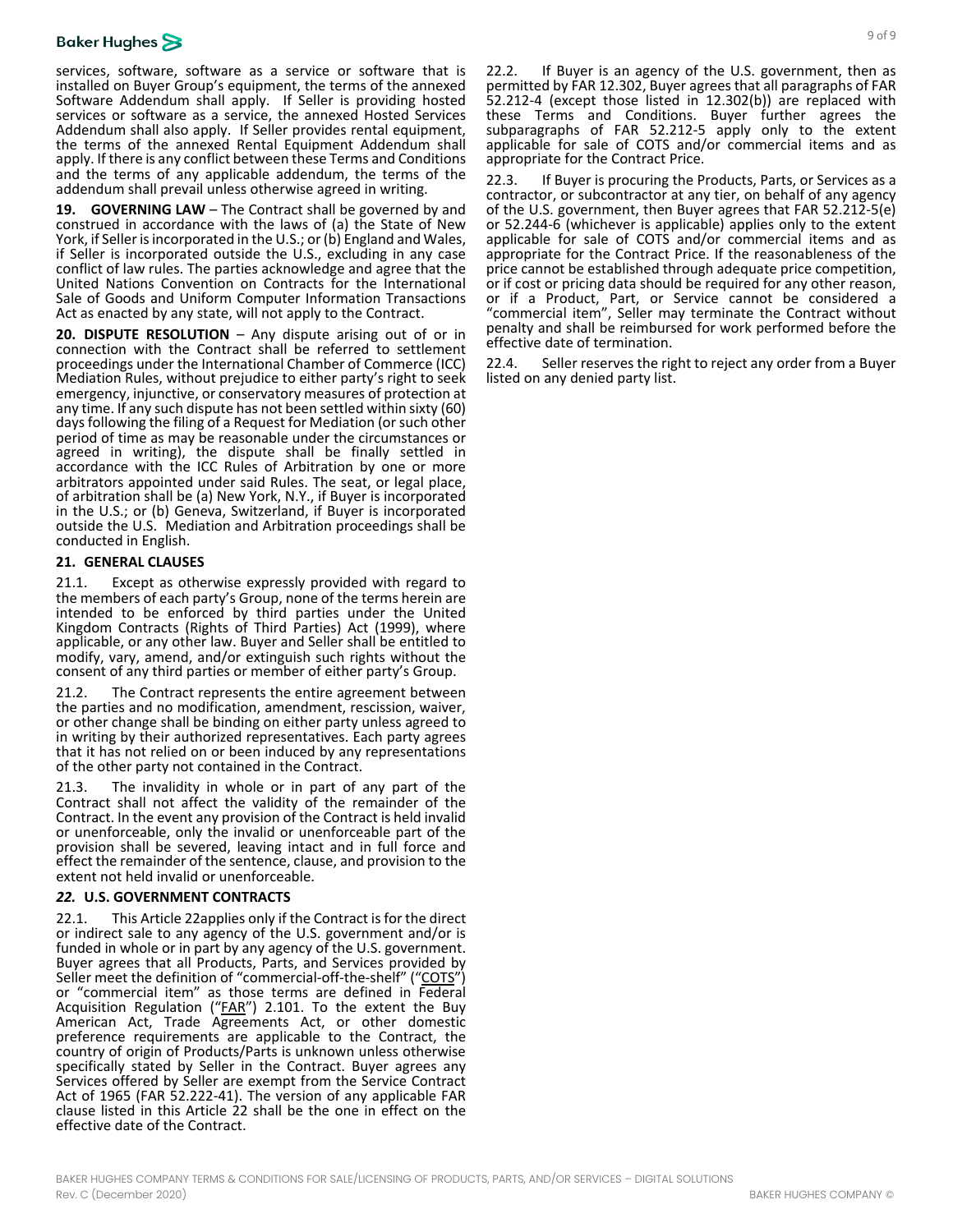services, software, software as a service or software that is installed on Buyer Group's equipment, the terms of the annexed Software Addendum shall apply. If Seller is providing hosted services or software as a service, the annexed Hosted Services Addendum shall also apply. If Seller provides rental equipment, the terms of the annexed Rental Equipment Addendum shall apply. If there is any conflict between these Terms and Conditions and the terms of any applicable addendum, the terms of the addendum shall prevail unless otherwise agreed in writing.

**19. GOVERNING LAW** – The Contract shall be governed by and construed in accordance with the laws of (a) the State of New York, if Seller is incorporated in the U.S.; or (b) England and Wales, if Seller is incorporated outside the U.S., excluding in any case conflict of law rules. The parties acknowledge and agree that the United Nations Convention on Contracts for the International Sale of Goods and Uniform Computer Information Transactions Act as enacted by any state, will not apply to the Contract.

**20. DISPUTE RESOLUTION** – Any dispute arising out of or in connection with the Contract shall be referred to settlement proceedings under the International Chamber of Commerce (ICC) Mediation Rules, without prejudice to either party's right to seek emergency, injunctive, or conservatory measures of protection at any time. If any such dispute has not been settled within sixty (60) days following the filing of a Request for Mediation (or such other period of time as may be reasonable under the circumstances or agreed in writing), the dispute shall be finally settled in accordance with the ICC Rules of Arbitration by one or more arbitrators appointed under said Rules. The seat, or legal place, of arbitration shall be (a) New York, N.Y., if Buyer is incorporated in the U.S.; or (b) Geneva, Switzerland, if Buyer is incorporated outside the U.S. Mediation and Arbitration proceedings shall be conducted in English.

**21. GENERAL CLAUSES**

21.1. Except as otherwise expressly provided with regard to the members of each party's Group, none of the terms herein are intended to be enforced by third parties under the United Kingdom Contracts (Rights of Third Parties) Act (1999), where applicable, or any other law. Buyer and Seller shall be entitled to modify, vary, amend, and/or extinguish such rights without the consent of any third parties or member of either party's Group.

21.2. The Contract represents the entire agreement between the parties and no modification, amendment, rescission, waiver, or other change shall be binding on either party unless agreed to in writing by their authorized representatives. Each party agrees that it has not relied on or been induced by any representations of the other party not contained in the Contract.

21.3. The invalidity in whole or in part of any part of the Contract shall not affect the validity of the remainder of the Contract. In the event any provision of the Contract is held invalid or unenforceable, only the invalid or unenforceable part of the provision shall be severed, leaving intact and in full force and effect the remainder of the sentence, clause, and provision to the extent not held invalid or unenforceable.

***22.* U.S. GOVERNMENT CONTRACTS**

22.1. This Article 22applies only if the Contract is for the direct or indirect sale to any agency of the U.S. government and/or is funded in whole or in part by any agency of the U.S. government. Buyer agrees that all Products, Parts, and Services provided by Seller meet the definition of "commercial-off-the-shelf" ("COTS") or "commercial item" as those terms are defined in Federal Acquisition Regulation ("FAR") 2.101. To the extent the Buy American Act, Trade Agreements Act, or other domestic preference requirements are applicable to the Contract, the country of origin of Products/Parts is unknown unless otherwise specifically stated by Seller in the Contract. Buyer agrees any Services offered by Seller are exempt from the Service Contract Act of 1965 (FAR 52.222-41). The version of any applicable FAR clause listed in this Article 22 shall be the one in effect on the effective date of the Contract.

22.2. If Buyer is an agency of the U.S. government, then as permitted by FAR 12.302, Buyer agrees that all paragraphs of FAR 52.212-4 (except those listed in 12.302(b)) are replaced with these Terms and Conditions. Buyer further agrees the subparagraphs of FAR 52.212-5 apply only to the extent applicable for sale of COTS and/or commercial items and as appropriate for the Contract Price.

22.3. If Buyer is procuring the Products, Parts, or Services as a contractor, or subcontractor at any tier, on behalf of any agency of the U.S. government, then Buyer agrees that FAR 52.212-5(e) or 52.244-6 (whichever is applicable) applies only to the extent applicable for sale of COTS and/or commercial items and as appropriate for the Contract Price. If the reasonableness of the price cannot be established through adequate price competition, or if cost or pricing data should be required for any other reason, or if a Product, Part, or Service cannot be considered a "commercial item", Seller may terminate the Contract without penalty and shall be reimbursed for work performed before the effective date of termination.

22.4. Seller reserves the right to reject any order from a Buyer listed on any denied party list.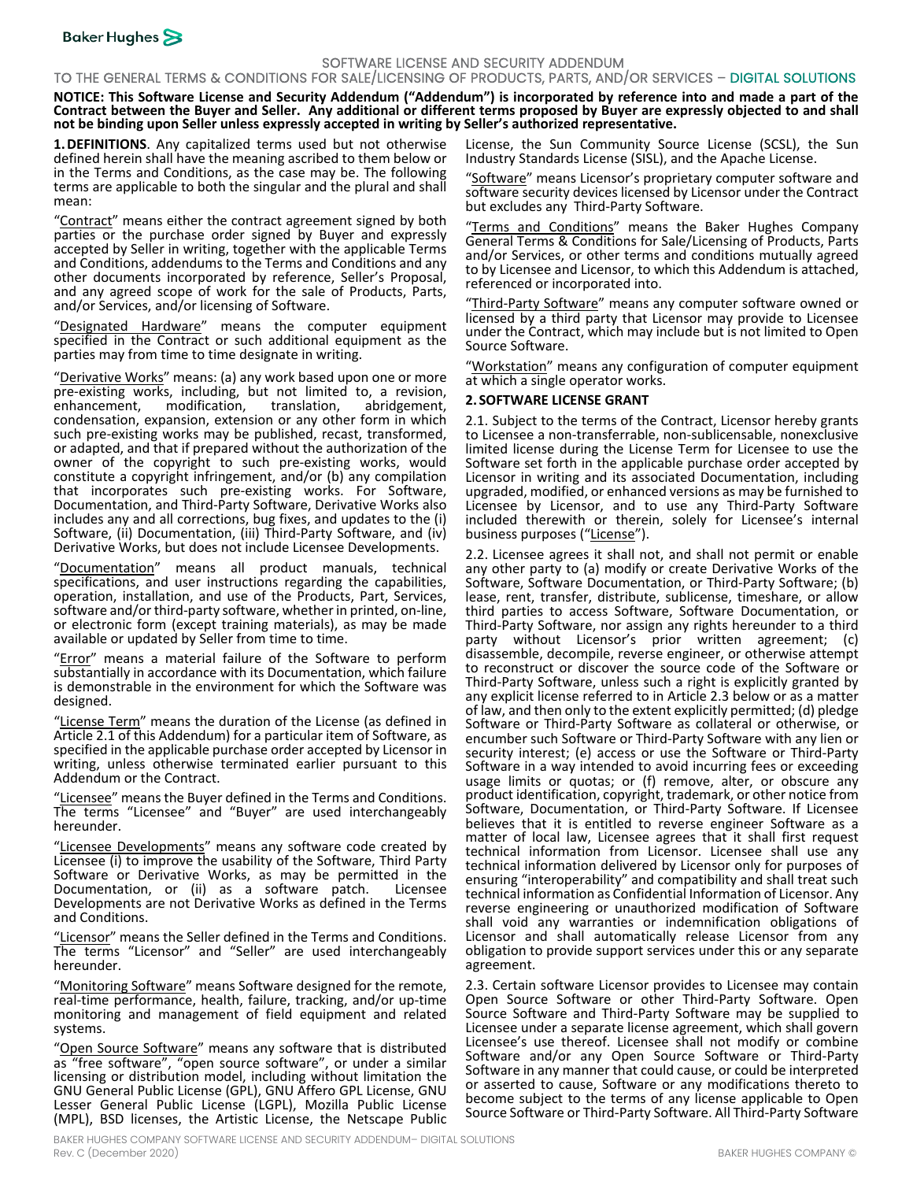# SOFTWARE LICENSE AND SECURITY ADDENDUM

## TO THE GENERAL TERMS & CONDITIONS FOR SALE/LICENSING OF PRODUCTS, PARTS, AND/OR SERVICES – DIGITAL SOLUTIONS

**NOTICE: This Software License and Security Addendum ("Addendum") is incorporated by reference into and made a part of the Contract between the Buyer and Seller. Any additional or different terms proposed by Buyer are expressly objected to and shall not be binding upon Seller unless expressly accepted in writing by Seller's authorized representative.**

**1. DEFINITIONS**. Any capitalized terms used but not otherwise defined herein shall have the meaning ascribed to them below or in the Terms and Conditions, as the case may be. The following terms are applicable to both the singular and the plural and shall mean:

"Contract" means either the contract agreement signed by both parties or the purchase order signed by Buyer and expressly accepted by Seller in writing, together with the applicable Terms and Conditions, addendums to the Terms and Conditions and any other documents incorporated by reference, Seller's Proposal, and any agreed scope of work for the sale of Products, Parts, and/or Services, and/or licensing of Software.

"Designated Hardware" means the computer equipment specified in the Contract or such additional equipment as the parties may from time to time designate in writing.

"Derivative Works" means: (a) any work based upon one or more pre-existing works, including, but not limited to, a revision, enhancement, modification, translation, abridgement, condensation, expansion, extension or any other form in which such pre-existing works may be published, recast, transformed, or adapted, and that if prepared without the authorization of the owner of the copyright to such pre-existing works, would constitute a copyright infringement, and/or (b) any compilation that incorporates such pre-existing works. For Software, Documentation, and Third-Party Software, Derivative Works also includes any and all corrections, bug fixes, and updates to the (i) Software, (ii) Documentation, (iii) Third-Party Software, and (iv) Derivative Works, but does not include Licensee Developments.

"Documentation" means all product manuals, technical specifications, and user instructions regarding the capabilities, operation, installation, and use of the Products, Part, Services, software and/or third-party software, whether in printed, on-line, or electronic form (except training materials), as may be made available or updated by Seller from time to time.

"Error" means a material failure of the Software to perform substantially in accordance with its Documentation, which failure is demonstrable in the environment for which the Software was designed.

"License Term" means the duration of the License (as defined in Article 2.1 of this Addendum) for a particular item of Software, as specified in the applicable purchase order accepted by Licensor in writing, unless otherwise terminated earlier pursuant to this Addendum or the Contract.

"Licensee" means the Buyer defined in the Terms and Conditions. The terms "Licensee" and "Buyer" are used interchangeably hereunder.

"Licensee Developments" means any software code created by Licensee (i) to improve the usability of the Software, Third Party Software or Derivative Works, as may be permitted in the Documentation, or (ii) as a software patch. Licensee Developments are not Derivative Works as defined in the Terms and Conditions.

"Licensor" means the Seller defined in the Terms and Conditions. The terms "Licensor" and "Seller" are used interchangeably hereunder.

"Monitoring Software" means Software designed for the remote, real-time performance, health, failure, tracking, and/or up-time monitoring and management of field equipment and related systems.

"Open Source Software" means any software that is distributed as "free software", "open source software", or under a similar licensing or distribution model, including without limitation the GNU General Public License (GPL), GNU Affero GPL License, GNU Lesser General Public License (LGPL), Mozilla Public License (MPL), BSD licenses, the Artistic License, the Netscape Public License, the Sun Community Source License (SCSL), the Sun Industry Standards License (SISL), and the Apache License.

"Software" means Licensor's proprietary computer software and software security devices licensed by Licensor under the Contract but excludes any Third-Party Software.

"Terms and Conditions" means the Baker Hughes Company General Terms & Conditions for Sale/Licensing of Products, Parts and/or Services, or other terms and conditions mutually agreed to by Licensee and Licensor, to which this Addendum is attached, referenced or incorporated into.

"Third-Party Software" means any computer software owned or licensed by a third party that Licensor may provide to Licensee under the Contract, which may include but is not limited to Open Source Software.

"Workstation" means any configuration of computer equipment at which a single operator works.

**2. SOFTWARE LICENSE GRANT**

2.1. Subject to the terms of the Contract, Licensor hereby grants to Licensee a non-transferrable, non-sublicensable, nonexclusive limited license during the License Term for Licensee to use the Software set forth in the applicable purchase order accepted by Licensor in writing and its associated Documentation, including upgraded, modified, or enhanced versions as may be furnished to Licensee by Licensor, and to use any Third-Party Software included therewith or therein, solely for Licensee's internal business purposes ("License").

2.2. Licensee agrees it shall not, and shall not permit or enable any other party to (a) modify or create Derivative Works of the Software, Software Documentation, or Third-Party Software; (b) lease, rent, transfer, distribute, sublicense, timeshare, or allow third parties to access Software, Software Documentation, or Third-Party Software, nor assign any rights hereunder to a third party without Licensor's prior written agreement; (c) disassemble, decompile, reverse engineer, or otherwise attempt to reconstruct or discover the source code of the Software or Third-Party Software, unless such a right is explicitly granted by any explicit license referred to in Article 2.3 below or as a matter of law, and then only to the extent explicitly permitted; (d) pledge Software or Third-Party Software as collateral or otherwise, or encumber such Software or Third-Party Software with any lien or security interest; (e) access or use the Software or Third-Party Software in a way intended to avoid incurring fees or exceeding usage limits or quotas; or (f) remove, alter, or obscure any product identification, copyright, trademark, or other notice from Software, Documentation, or Third-Party Software. If Licensee believes that it is entitled to reverse engineer Software as a matter of local law, Licensee agrees that it shall first request technical information from Licensor. Licensee shall use any technical information delivered by Licensor only for purposes of ensuring "interoperability" and compatibility and shall treat such technical information as Confidential Information of Licensor. Any reverse engineering or unauthorized modification of Software shall void any warranties or indemnification obligations of Licensor and shall automatically release Licensor from any obligation to provide support services under this or any separate agreement.

2.3. Certain software Licensor provides to Licensee may contain Open Source Software or other Third-Party Software. Open Source Software and Third-Party Software may be supplied to Licensee under a separate license agreement, which shall govern Licensee's use thereof. Licensee shall not modify or combine Software and/or any Open Source Software or Third-Party Software in any manner that could cause, or could be interpreted or asserted to cause, Software or any modifications thereto to become subject to the terms of any license applicable to Open Source Software or Third-Party Software. All Third-Party Software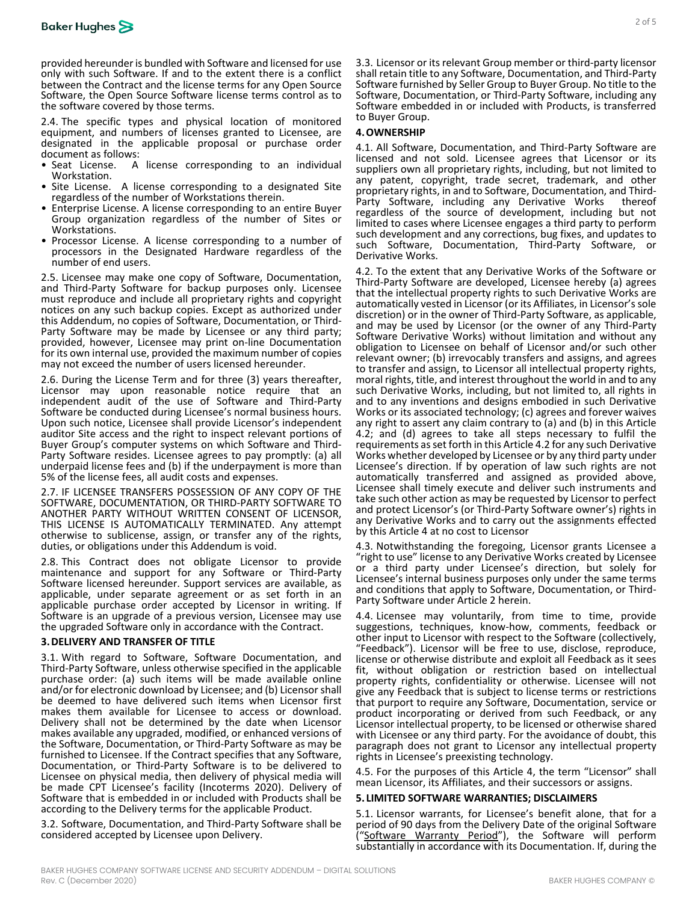provided hereunder is bundled with Software and licensed for use only with such Software. If and to the extent there is a conflict between the Contract and the license terms for any Open Source Software, the Open Source Software license terms control as to the software covered by those terms.

2.4. The specific types and physical location of monitored equipment, and numbers of licenses granted to Licensee, are designated in the applicable proposal or purchase order document as follows:

- Seat License. A license corresponding to an individual Workstation.
- Site License. A license corresponding to a designated Site regardless of the number of Workstations therein.
- Enterprise License. A license corresponding to an entire Buyer Group organization regardless of the number of Sites or Workstations.
- Processor License. A license corresponding to a number of processors in the Designated Hardware regardless of the number of end users.

2.5. Licensee may make one copy of Software, Documentation, and Third-Party Software for backup purposes only. Licensee must reproduce and include all proprietary rights and copyright notices on any such backup copies. Except as authorized under this Addendum, no copies of Software, Documentation, or Third-Party Software may be made by Licensee or any third party; provided, however, Licensee may print on-line Documentation for its own internal use, provided the maximum number of copies may not exceed the number of users licensed hereunder.

2.6. During the License Term and for three (3) years thereafter, Licensor may upon reasonable notice require that an independent audit of the use of Software and Third-Party Software be conducted during Licensee's normal business hours. Upon such notice, Licensee shall provide Licensor's independent auditor Site access and the right to inspect relevant portions of Buyer Group's computer systems on which Software and Third-Party Software resides. Licensee agrees to pay promptly: (a) all underpaid license fees and (b) if the underpayment is more than 5% of the license fees, all audit costs and expenses.

2.7. IF LICENSEE TRANSFERS POSSESSION OF ANY COPY OF THE SOFTWARE, DOCUMENTATION, OR THIRD-PARTY SOFTWARE TO ANOTHER PARTY WITHOUT WRITTEN CONSENT OF LICENSOR, THIS LICENSE IS AUTOMATICALLY TERMINATED. Any attempt otherwise to sublicense, assign, or transfer any of the rights, duties, or obligations under this Addendum is void.

2.8. This Contract does not obligate Licensor to provide maintenance and support for any Software or Third-Party Software licensed hereunder. Support services are available, as applicable, under separate agreement or as set forth in an applicable purchase order accepted by Licensor in writing. If Software is an upgrade of a previous version, Licensee may use the upgraded Software only in accordance with the Contract.

## 3. DELIVERY AND TRANSFER OF TITLE

3.1. With regard to Software, Software Documentation, and Third-Party Software, unless otherwise specified in the applicable purchase order: (a) such items will be made available online and/or for electronic download by Licensee; and (b) Licensor shall be deemed to have delivered such items when Licensor first makes them available for Licensee to access or download. Delivery shall not be determined by the date when Licensor makes available any upgraded, modified, or enhanced versions of the Software, Documentation, or Third-Party Software as may be furnished to Licensee. If the Contract specifies that any Software, Documentation, or Third-Party Software is to be delivered to Licensee on physical media, then delivery of physical media will be made CPT Licensee's facility (Incoterms 2020). Delivery of Software that is embedded in or included with Products shall be according to the Delivery terms for the applicable Product.

3.2. Software, Documentation, and Third-Party Software shall be considered accepted by Licensee upon Delivery.

3.3. Licensor or its relevant Group member or third-party licensor shall retain title to any Software, Documentation, and Third-Party Software furnished by Seller Group to Buyer Group. No title to the Software, Documentation, or Third-Party Software, including any Software embedded in or included with Products, is transferred to Buyer Group.

## 4. OWNERSHIP

4.1. All Software, Documentation, and Third-Party Software are licensed and not sold. Licensee agrees that Licensor or its suppliers own all proprietary rights, including, but not limited to any patent, copyright, trade secret, trademark, and other proprietary rights, in and to Software, Documentation, and Third-Party Software, including any Derivative Works thereof regardless of the source of development, including but not limited to cases where Licensee engages a third party to perform such development and any corrections, bug fixes, and updates to such Software, Documentation, Third-Party Software, or Derivative Works.

4.2. To the extent that any Derivative Works of the Software or Third-Party Software are developed, Licensee hereby (a) agrees that the intellectual property rights to such Derivative Works are automatically vested in Licensor (or its Affiliates, in Licensor's sole discretion) or in the owner of Third-Party Software, as applicable, and may be used by Licensor (or the owner of any Third-Party Software Derivative Works) without limitation and without any obligation to Licensee on behalf of Licensor and/or such other relevant owner; (b) irrevocably transfers and assigns, and agrees to transfer and assign, to Licensor all intellectual property rights, moral rights, title, and interest throughout the world in and to any such Derivative Works, including, but not limited to, all rights in and to any inventions and designs embodied in such Derivative Works or its associated technology; (c) agrees and forever waives any right to assert any claim contrary to (a) and (b) in this Article 4.2; and (d) agrees to take all steps necessary to fulfil the requirements as set forth in this Article 4.2 for any such Derivative Works whether developed by Licensee or by any third party under Licensee's direction. If by operation of law such rights are not automatically transferred and assigned as provided above, Licensee shall timely execute and deliver such instruments and take such other action as may be requested by Licensor to perfect and protect Licensor's (or Third-Party Software owner's) rights in any Derivative Works and to carry out the assignments effected by this Article 4 at no cost to Licensor

4.3. Notwithstanding the foregoing, Licensor grants Licensee a "right to use" license to any Derivative Works created by Licensee or a third party under Licensee's direction, but solely for Licensee's internal business purposes only under the same terms and conditions that apply to Software, Documentation, or Third-Party Software under Article 2 herein.

4.4. Licensee may voluntarily, from time to time, provide suggestions, techniques, know-how, comments, feedback or other input to Licensor with respect to the Software (collectively, "Feedback"). Licensor will be free to use, disclose, reproduce, license or otherwise distribute and exploit all Feedback as it sees fit, without obligation or restriction based on intellectual property rights, confidentiality or otherwise. Licensee will not give any Feedback that is subject to license terms or restrictions that purport to require any Software, Documentation, service or product incorporating or derived from such Feedback, or any Licensor intellectual property, to be licensed or otherwise shared with Licensee or any third party. For the avoidance of doubt, this paragraph does not grant to Licensor any intellectual property rights in Licensee's preexisting technology.

4.5. For the purposes of this Article 4, the term "Licensor" shall mean Licensor, its Affiliates, and their successors or assigns.

## 5. LIMITED SOFTWARE WARRANTIES; DISCLAIMERS

5.1. Licensor warrants, for Licensee's benefit alone, that for a period of 90 days from the Delivery Date of the original Software ("Software Warranty Period"), the Software will perform substantially in accordance with its Documentation. If, during the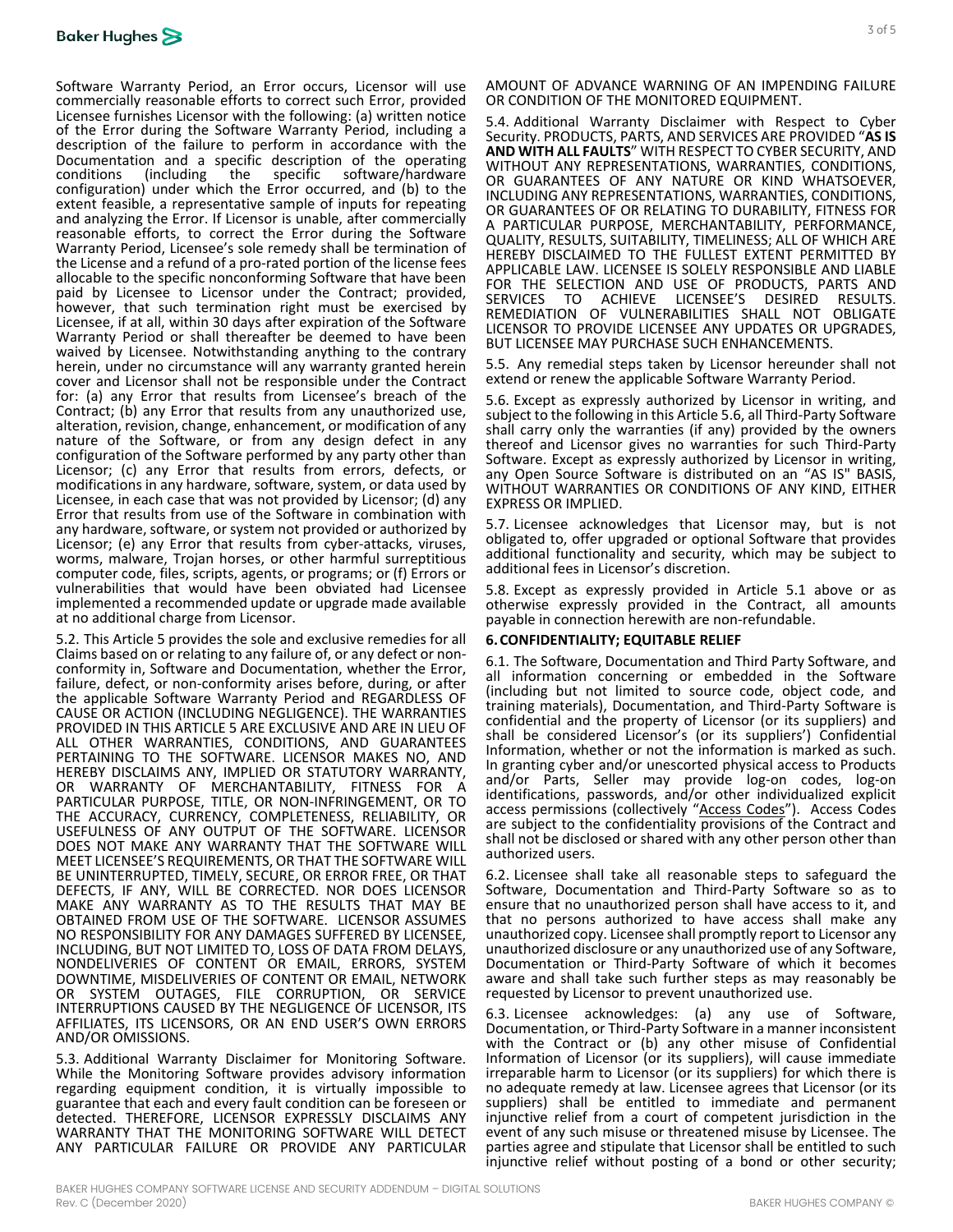Software Warranty Period, an Error occurs, Licensor will use commercially reasonable efforts to correct such Error, provided Licensee furnishes Licensor with the following: (a) written notice of the Error during the Software Warranty Period, including a description of the failure to perform in accordance with the Documentation and a specific description of the operating conditions (including the specific software/hardware configuration) under which the Error occurred, and (b) to the extent feasible, a representative sample of inputs for repeating and analyzing the Error. If Licensor is unable, after commercially reasonable efforts, to correct the Error during the Software Warranty Period, Licensee's sole remedy shall be termination of the License and a refund of a pro-rated portion of the license fees allocable to the specific nonconforming Software that have been paid by Licensee to Licensor under the Contract; provided, however, that such termination right must be exercised by Licensee, if at all, within 30 days after expiration of the Software Warranty Period or shall thereafter be deemed to have been waived by Licensee. Notwithstanding anything to the contrary herein, under no circumstance will any warranty granted herein cover and Licensor shall not be responsible under the Contract for: (a) any Error that results from Licensee's breach of the Contract; (b) any Error that results from any unauthorized use, alteration, revision, change, enhancement, or modification of any nature of the Software, or from any design defect in any configuration of the Software performed by any party other than Licensor; (c) any Error that results from errors, defects, or modifications in any hardware, software, system, or data used by Licensee, in each case that was not provided by Licensor; (d) any Error that results from use of the Software in combination with any hardware, software, or system not provided or authorized by Licensor; (e) any Error that results from cyber-attacks, viruses, worms, malware, Trojan horses, or other harmful surreptitious computer code, files, scripts, agents, or programs; or (f) Errors or vulnerabilities that would have been obviated had Licensee implemented a recommended update or upgrade made available at no additional charge from Licensor.

5.2. This Article 5 provides the sole and exclusive remedies for all Claims based on or relating to any failure of, or any defect or non-conformity in, Software and Documentation, whether the Error, failure, defect, or non-conformity arises before, during, or after the applicable Software Warranty Period and REGARDLESS OF CAUSE OR ACTION (INCLUDING NEGLIGENCE). THE WARRANTIES PROVIDED IN THIS ARTICLE 5 ARE EXCLUSIVE AND ARE IN LIEU OF ALL OTHER WARRANTIES, CONDITIONS, AND GUARANTEES PERTAINING TO THE SOFTWARE. LICENSOR MAKES NO, AND HEREBY DISCLAIMS ANY, IMPLIED OR STATUTORY WARRANTY, OR WARRANTY OF MERCHANTABILITY, FITNESS FOR A PARTICULAR PURPOSE, TITLE, OR NON-INFRINGEMENT, OR TO THE ACCURACY, CURRENCY, COMPLETENESS, RELIABILITY, OR USEFULNESS OF ANY OUTPUT OF THE SOFTWARE. LICENSOR DOES NOT MAKE ANY WARRANTY THAT THE SOFTWARE WILL MEET LICENSEE'S REQUIREMENTS, OR THAT THE SOFTWARE WILL BE UNINTERRUPTED, TIMELY, SECURE, OR ERROR FREE, OR THAT DEFECTS, IF ANY, WILL BE CORRECTED. NOR DOES LICENSOR MAKE ANY WARRANTY AS TO THE RESULTS THAT MAY BE OBTAINED FROM USE OF THE SOFTWARE. LICENSOR ASSUMES NO RESPONSIBILITY FOR ANY DAMAGES SUFFERED BY LICENSEE, INCLUDING, BUT NOT LIMITED TO, LOSS OF DATA FROM DELAYS, NONDELIVERIES OF CONTENT OR EMAIL, ERRORS, SYSTEM DOWNTIME, MISDELIVERIES OF CONTENT OR EMAIL, NETWORK OR SYSTEM OUTAGES, FILE CORRUPTION, OR SERVICE INTERRUPTIONS CAUSED BY THE NEGLIGENCE OF LICENSOR, ITS AFFILIATES, ITS LICENSORS, OR AN END USER'S OWN ERRORS AND/OR OMISSIONS.

5.3. Additional Warranty Disclaimer for Monitoring Software. While the Monitoring Software provides advisory information regarding equipment condition, it is virtually impossible to guarantee that each and every fault condition can be foreseen or detected. THEREFORE, LICENSOR EXPRESSLY DISCLAIMS ANY WARRANTY THAT THE MONITORING SOFTWARE WILL DETECT ANY PARTICULAR FAILURE OR PROVIDE ANY PARTICULAR AMOUNT OF ADVANCE WARNING OF AN IMPENDING FAILURE OR CONDITION OF THE MONITORED EQUIPMENT.

5.4. Additional Warranty Disclaimer with Respect to Cyber Security. PRODUCTS, PARTS, AND SERVICES ARE PROVIDED "**AS IS AND WITH ALL FAULTS**" WITH RESPECT TO CYBER SECURITY, AND WITHOUT ANY REPRESENTATIONS, WARRANTIES, CONDITIONS, OR GUARANTEES OF ANY NATURE OR KIND WHATSOEVER, INCLUDING ANY REPRESENTATIONS, WARRANTIES, CONDITIONS, OR GUARANTEES OF OR RELATING TO DURABILITY, FITNESS FOR A PARTICULAR PURPOSE, MERCHANTABILITY, PERFORMANCE, QUALITY, RESULTS, SUITABILITY, TIMELINESS; ALL OF WHICH ARE HEREBY DISCLAIMED TO THE FULLEST EXTENT PERMITTED BY APPLICABLE LAW. LICENSEE IS SOLELY RESPONSIBLE AND LIABLE FOR THE SELECTION AND USE OF PRODUCTS, PARTS AND SERVICES TO ACHIEVE LICENSEE'S DESIRED RESULTS. REMEDIATION OF VULNERABILITIES SHALL NOT OBLIGATE LICENSOR TO PROVIDE LICENSEE ANY UPDATES OR UPGRADES, BUT LICENSEE MAY PURCHASE SUCH ENHANCEMENTS.

5.5. Any remedial steps taken by Licensor hereunder shall not extend or renew the applicable Software Warranty Period.

5.6. Except as expressly authorized by Licensor in writing, and subject to the following in this Article 5.6, all Third-Party Software shall carry only the warranties (if any) provided by the owners thereof and Licensor gives no warranties for such Third-Party Software. Except as expressly authorized by Licensor in writing, any Open Source Software is distributed on an "AS IS" BASIS, WITHOUT WARRANTIES OR CONDITIONS OF ANY KIND, EITHER EXPRESS OR IMPLIED.

5.7. Licensee acknowledges that Licensor may, but is not obligated to, offer upgraded or optional Software that provides additional functionality and security, which may be subject to additional fees in Licensor's discretion.

5.8. Except as expressly provided in Article 5.1 above or as otherwise expressly provided in the Contract, all amounts payable in connection herewith are non-refundable.

**6. CONFIDENTIALITY; EQUITABLE RELIEF**

6.1. The Software, Documentation and Third Party Software, and all information concerning or embedded in the Software (including but not limited to source code, object code, and training materials), Documentation, and Third-Party Software is confidential and the property of Licensor (or its suppliers) and shall be considered Licensor's (or its suppliers') Confidential Information, whether or not the information is marked as such. In granting cyber and/or unescorted physical access to Products and/or Parts, Seller may provide log-on codes, log-on identifications, passwords, and/or other individualized explicit access permissions (collectively "Access Codes"). Access Codes are subject to the confidentiality provisions of the Contract and shall not be disclosed or shared with any other person other than authorized users.

6.2. Licensee shall take all reasonable steps to safeguard the Software, Documentation and Third-Party Software so as to ensure that no unauthorized person shall have access to it, and that no persons authorized to have access shall make any unauthorized copy. Licensee shall promptly report to Licensor any unauthorized disclosure or any unauthorized use of any Software, Documentation or Third-Party Software of which it becomes aware and shall take such further steps as may reasonably be requested by Licensor to prevent unauthorized use.

6.3. Licensee acknowledges: (a) any use of Software, Documentation, or Third-Party Software in a manner inconsistent with the Contract or (b) any other misuse of Confidential Information of Licensor (or its suppliers), will cause immediate irreparable harm to Licensor (or its suppliers) for which there is no adequate remedy at law. Licensee agrees that Licensor (or its suppliers) shall be entitled to immediate and permanent injunctive relief from a court of competent jurisdiction in the event of any such misuse or threatened misuse by Licensee. The parties agree and stipulate that Licensor shall be entitled to such injunctive relief without posting of a bond or other security;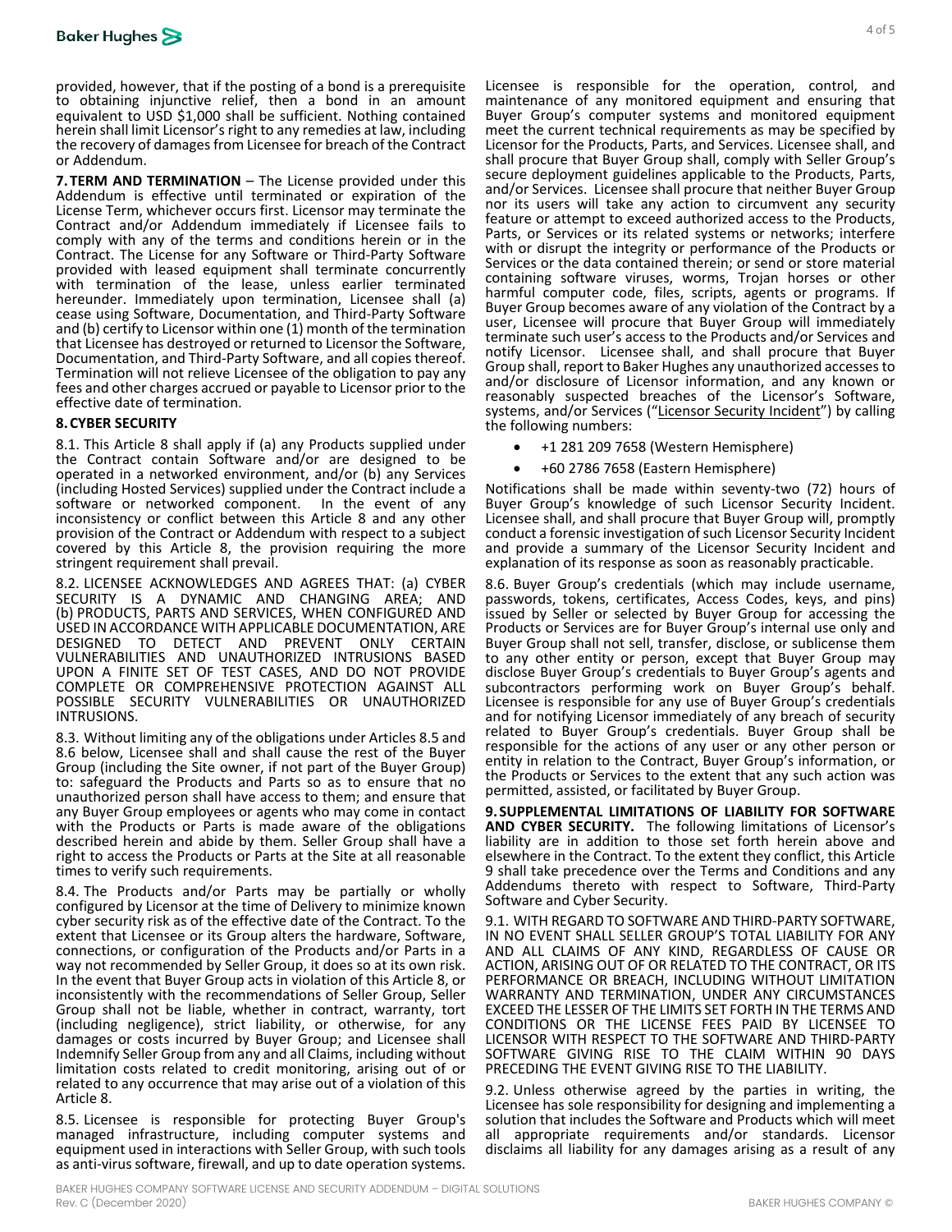provided, however, that if the posting of a bond is a prerequisite to obtaining injunctive relief, then a bond in an amount equivalent to USD $1,000 shall be sufficient. Nothing contained herein shall limit Licensor's right to any remedies at law, including the recovery of damages from Licensee for breach of the Contract or Addendum.

**7. TERM AND TERMINATION** – The License provided under this Addendum is effective until terminated or expiration of the License Term, whichever occurs first. Licensor may terminate the Contract and/or Addendum immediately if Licensee fails to comply with any of the terms and conditions herein or in the Contract. The License for any Software or Third-Party Software provided with leased equipment shall terminate concurrently with termination of the lease, unless earlier terminated hereunder. Immediately upon termination, Licensee shall (a) cease using Software, Documentation, and Third-Party Software and (b) certify to Licensor within one (1) month of the termination that Licensee has destroyed or returned to Licensor the Software, Documentation, and Third-Party Software, and all copies thereof. Termination will not relieve Licensee of the obligation to pay any fees and other charges accrued or payable to Licensor prior to the effective date of termination.

**8. CYBER SECURITY**

8.1. This Article 8 shall apply if (a) any Products supplied under the Contract contain Software and/or are designed to be operated in a networked environment, and/or (b) any Services (including Hosted Services) supplied under the Contract include a software or networked component. In the event of any inconsistency or conflict between this Article 8 and any other provision of the Contract or Addendum with respect to a subject covered by this Article 8, the provision requiring the more stringent requirement shall prevail.

8.2. LICENSEE ACKNOWLEDGES AND AGREES THAT: (a) CYBER SECURITY IS A DYNAMIC AND CHANGING AREA; AND (b) PRODUCTS, PARTS AND SERVICES, WHEN CONFIGURED AND USED IN ACCORDANCE WITH APPLICABLE DOCUMENTATION, ARE DESIGNED TO DETECT AND PREVENT ONLY CERTAIN VULNERABILITIES AND UNAUTHORIZED INTRUSIONS BASED UPON A FINITE SET OF TEST CASES, AND DO NOT PROVIDE COMPLETE OR COMPREHENSIVE PROTECTION AGAINST ALL POSSIBLE SECURITY VULNERABILITIES OR UNAUTHORIZED INTRUSIONS.

8.3. Without limiting any of the obligations under Articles 8.5 and 8.6 below, Licensee shall and shall cause the rest of the Buyer Group (including the Site owner, if not part of the Buyer Group) to: safeguard the Products and Parts so as to ensure that no unauthorized person shall have access to them; and ensure that any Buyer Group employees or agents who may come in contact with the Products or Parts is made aware of the obligations described herein and abide by them. Seller Group shall have a right to access the Products or Parts at the Site at all reasonable times to verify such requirements.

8.4. The Products and/or Parts may be partially or wholly configured by Licensor at the time of Delivery to minimize known cyber security risk as of the effective date of the Contract. To the extent that Licensee or its Group alters the hardware, Software, connections, or configuration of the Products and/or Parts in a way not recommended by Seller Group, it does so at its own risk. In the event that Buyer Group acts in violation of this Article 8, or inconsistently with the recommendations of Seller Group, Seller Group shall not be liable, whether in contract, warranty, tort (including negligence), strict liability, or otherwise, for any damages or costs incurred by Buyer Group; and Licensee shall Indemnify Seller Group from any and all Claims, including without limitation costs related to credit monitoring, arising out of or related to any occurrence that may arise out of a violation of this Article 8.

8.5. Licensee is responsible for protecting Buyer Group's managed infrastructure, including computer systems and equipment used in interactions with Seller Group, with such tools as anti-virus software, firewall, and up to date operation systems. Licensee is responsible for the operation, control, and maintenance of any monitored equipment and ensuring that Buyer Group's computer systems and monitored equipment meet the current technical requirements as may be specified by Licensor for the Products, Parts, and Services. Licensee shall, and shall procure that Buyer Group shall, comply with Seller Group's secure deployment guidelines applicable to the Products, Parts, and/or Services. Licensee shall procure that neither Buyer Group nor its users will take any action to circumvent any security feature or attempt to exceed authorized access to the Products, Parts, or Services or its related systems or networks; interfere with or disrupt the integrity or performance of the Products or Services or the data contained therein; or send or store material containing software viruses, worms, Trojan horses or other harmful computer code, files, scripts, agents or programs. If Buyer Group becomes aware of any violation of the Contract by a user, Licensee will procure that Buyer Group will immediately terminate such user's access to the Products and/or Services and notify Licensor. Licensee shall, and shall procure that Buyer Group shall, report to Baker Hughes any unauthorized accesses to and/or disclosure of Licensor information, and any known or reasonably suspected breaches of the Licensor's Software, systems, and/or Services ("Licensor Security Incident") by calling the following numbers:

- +1 281 209 7658 (Western Hemisphere)
- +60 2786 7658 (Eastern Hemisphere)

Notifications shall be made within seventy-two (72) hours of Buyer Group's knowledge of such Licensor Security Incident. Licensee shall, and shall procure that Buyer Group will, promptly conduct a forensic investigation of such Licensor Security Incident and provide a summary of the Licensor Security Incident and explanation of its response as soon as reasonably practicable.

8.6. Buyer Group's credentials (which may include username, passwords, tokens, certificates, Access Codes, keys, and pins) issued by Seller or selected by Buyer Group for accessing the Products or Services are for Buyer Group's internal use only and Buyer Group shall not sell, transfer, disclose, or sublicense them to any other entity or person, except that Buyer Group may disclose Buyer Group's credentials to Buyer Group's agents and subcontractors performing work on Buyer Group's behalf. Licensee is responsible for any use of Buyer Group's credentials and for notifying Licensor immediately of any breach of security related to Buyer Group's credentials. Buyer Group shall be responsible for the actions of any user or any other person or entity in relation to the Contract, Buyer Group's information, or the Products or Services to the extent that any such action was permitted, assisted, or facilitated by Buyer Group.

**9. SUPPLEMENTAL LIMITATIONS OF LIABILITY FOR SOFTWARE AND CYBER SECURITY.** The following limitations of Licensor's liability are in addition to those set forth herein above and elsewhere in the Contract. To the extent they conflict, this Article 9 shall take precedence over the Terms and Conditions and any Addendums thereto with respect to Software, Third-Party Software and Cyber Security.

9.1. WITH REGARD TO SOFTWARE AND THIRD-PARTY SOFTWARE, IN NO EVENT SHALL SELLER GROUP'S TOTAL LIABILITY FOR ANY AND ALL CLAIMS OF ANY KIND, REGARDLESS OF CAUSE OR ACTION, ARISING OUT OF OR RELATED TO THE CONTRACT, OR ITS PERFORMANCE OR BREACH, INCLUDING WITHOUT LIMITATION WARRANTY AND TERMINATION, UNDER ANY CIRCUMSTANCES EXCEED THE LESSER OF THE LIMITS SET FORTH IN THE TERMS AND CONDITIONS OR THE LICENSE FEES PAID BY LICENSEE TO LICENSOR WITH RESPECT TO THE SOFTWARE AND THIRD-PARTY SOFTWARE GIVING RISE TO THE CLAIM WITHIN 90 DAYS PRECEDING THE EVENT GIVING RISE TO THE LIABILITY.

9.2. Unless otherwise agreed by the parties in writing, the Licensee has sole responsibility for designing and implementing a solution that includes the Software and Products which will meet all appropriate requirements and/or standards. Licensor disclaims all liability for any damages arising as a result of any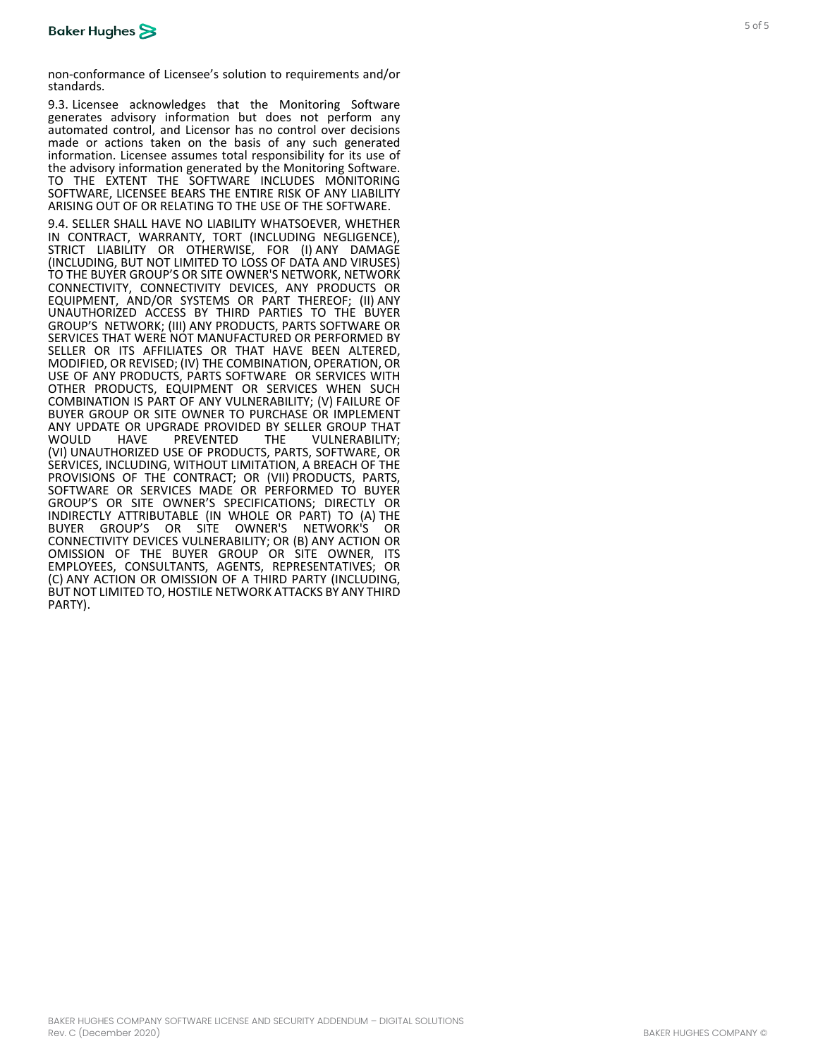non-conformance of Licensee's solution to requirements and/or standards.

9.3. Licensee acknowledges that the Monitoring Software generates advisory information but does not perform any automated control, and Licensor has no control over decisions made or actions taken on the basis of any such generated information. Licensee assumes total responsibility for its use of the advisory information generated by the Monitoring Software. TO THE EXTENT THE SOFTWARE INCLUDES MONITORING SOFTWARE, LICENSEE BEARS THE ENTIRE RISK OF ANY LIABILITY ARISING OUT OF OR RELATING TO THE USE OF THE SOFTWARE.

9.4. SELLER SHALL HAVE NO LIABILITY WHATSOEVER, WHETHER IN CONTRACT, WARRANTY, TORT (INCLUDING NEGLIGENCE), STRICT LIABILITY OR OTHERWISE, FOR (I) ANY DAMAGE (INCLUDING, BUT NOT LIMITED TO LOSS OF DATA AND VIRUSES) TO THE BUYER GROUP'S OR SITE OWNER'S NETWORK, NETWORK CONNECTIVITY, CONNECTIVITY DEVICES, ANY PRODUCTS OR EQUIPMENT, AND/OR SYSTEMS OR PART THEREOF; (II) ANY UNAUTHORIZED ACCESS BY THIRD PARTIES TO THE BUYER GROUP'S NETWORK; (III) ANY PRODUCTS, PARTS SOFTWARE OR SERVICES THAT WERE NOT MANUFACTURED OR PERFORMED BY SELLER OR ITS AFFILIATES OR THAT HAVE BEEN ALTERED, MODIFIED, OR REVISED; (IV) THE COMBINATION, OPERATION, OR USE OF ANY PRODUCTS, PARTS SOFTWARE OR SERVICES WITH OTHER PRODUCTS, EQUIPMENT OR SERVICES WHEN SUCH COMBINATION IS PART OF ANY VULNERABILITY; (V) FAILURE OF BUYER GROUP OR SITE OWNER TO PURCHASE OR IMPLEMENT ANY UPDATE OR UPGRADE PROVIDED BY SELLER GROUP THAT WOULD HAVE PREVENTED THE VULNERABILITY; (VI) UNAUTHORIZED USE OF PRODUCTS, PARTS, SOFTWARE, OR SERVICES, INCLUDING, WITHOUT LIMITATION, A BREACH OF THE PROVISIONS OF THE CONTRACT; OR (VII) PRODUCTS, PARTS, SOFTWARE OR SERVICES MADE OR PERFORMED TO BUYER GROUP'S OR SITE OWNER'S SPECIFICATIONS; DIRECTLY OR INDIRECTLY ATTRIBUTABLE (IN WHOLE OR PART) TO (A) THE BUYER GROUP'S OR SITE OWNER'S NETWORK'S OR CONNECTIVITY DEVICES VULNERABILITY; OR (B) ANY ACTION OR OMISSION OF THE BUYER GROUP OR SITE OWNER, ITS EMPLOYEES, CONSULTANTS, AGENTS, REPRESENTATIVES; OR (C) ANY ACTION OR OMISSION OF A THIRD PARTY (INCLUDING, BUT NOT LIMITED TO, HOSTILE NETWORK ATTACKS BY ANY THIRD PARTY).